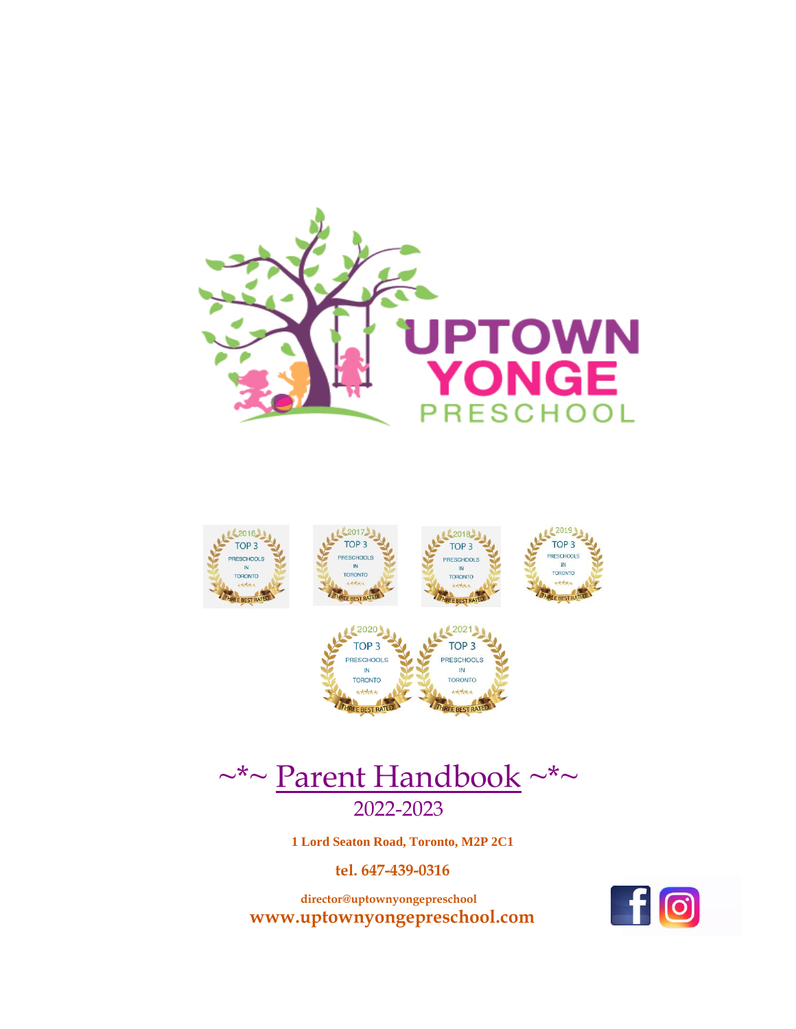# UPTOWN YONGE PRESCHOOL

2016 TOP 3 PRESCHOOLS IN TORONTO — THREE BEST RATED

2017 TOP 3 PRESCHOOLS IN TORONTO — THREE BEST RATED

2018 TOP 3 PRESCHOOLS IN TORONTO — THREE BEST RATED

2019 TOP 3 PRESCHOOLS IN TORONTO — THREE BEST RATED

2020 TOP 3 PRESCHOOLS IN TORONTO — THREE BEST RATED

2021 TOP 3 PRESCHOOLS IN TORONTO — THREE BEST RATED

## ~*~ Parent Handbook ~*~

2022-2023

**1 Lord Seaton Road, Toronto, M2P 2C1**

**tel. 647-439-0316**

**director@uptownyongepreschool**

**www.uptownyongepreschool.com**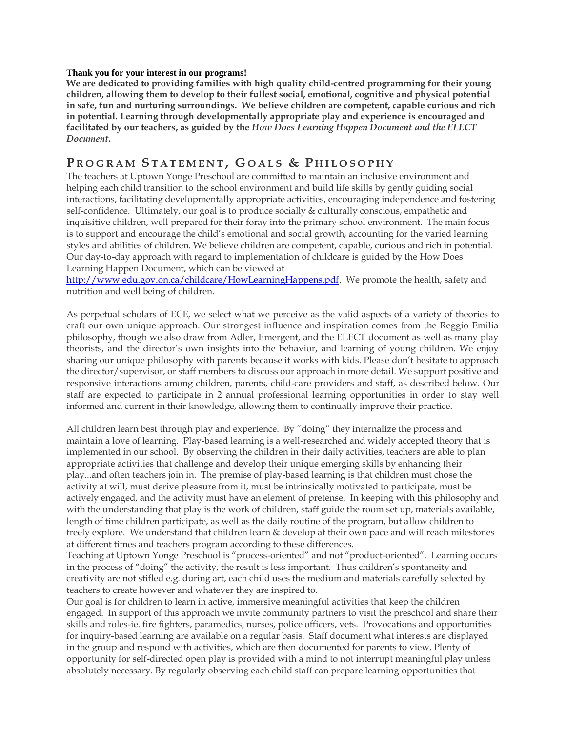**Thank you for your interest in our programs!**
**We are dedicated to providing families with high quality child-centred programming for their young children, allowing them to develop to their fullest social, emotional, cognitive and physical potential in safe, fun and nurturing surroundings. We believe children are competent, capable curious and rich in potential. Learning through developmentally appropriate play and experience is encouraged and facilitated by our teachers, as guided by the *How Does Learning Happen Document and the ELECT Document*.**

## PROGRAM STATEMENT, GOALS & PHILOSOPHY

The teachers at Uptown Yonge Preschool are committed to maintain an inclusive environment and helping each child transition to the school environment and build life skills by gently guiding social interactions, facilitating developmentally appropriate activities, encouraging independence and fostering self-confidence. Ultimately, our goal is to produce socially & culturally conscious, empathetic and inquisitive children, well prepared for their foray into the primary school environment. The main focus is to support and encourage the child's emotional and social growth, accounting for the varied learning styles and abilities of children. We believe children are competent, capable, curious and rich in potential. Our day-to-day approach with regard to implementation of childcare is guided by the How Does Learning Happen Document, which can be viewed at http://www.edu.gov.on.ca/childcare/HowLearningHappens.pdf. We promote the health, safety and nutrition and well being of children.

As perpetual scholars of ECE, we select what we perceive as the valid aspects of a variety of theories to craft our own unique approach. Our strongest influence and inspiration comes from the Reggio Emilia philosophy, though we also draw from Adler, Emergent, and the ELECT document as well as many play theorists, and the director's own insights into the behavior, and learning of young children. We enjoy sharing our unique philosophy with parents because it works with kids. Please don't hesitate to approach the director/supervisor, or staff members to discuss our approach in more detail. We support positive and responsive interactions among children, parents, child-care providers and staff, as described below. Our staff are expected to participate in 2 annual professional learning opportunities in order to stay well informed and current in their knowledge, allowing them to continually improve their practice.

All children learn best through play and experience. By "doing" they internalize the process and maintain a love of learning. Play-based learning is a well-researched and widely accepted theory that is implemented in our school. By observing the children in their daily activities, teachers are able to plan appropriate activities that challenge and develop their unique emerging skills by enhancing their play...and often teachers join in. The premise of play-based learning is that children must chose the activity at will, must derive pleasure from it, must be intrinsically motivated to participate, must be actively engaged, and the activity must have an element of pretense. In keeping with this philosophy and with the understanding that play is the work of children, staff guide the room set up, materials available, length of time children participate, as well as the daily routine of the program, but allow children to freely explore. We understand that children learn & develop at their own pace and will reach milestones at different times and teachers program according to these differences.

Teaching at Uptown Yonge Preschool is "process-oriented" and not "product-oriented". Learning occurs in the process of "doing" the activity, the result is less important. Thus children's spontaneity and creativity are not stifled e.g. during art, each child uses the medium and materials carefully selected by teachers to create however and whatever they are inspired to.

Our goal is for children to learn in active, immersive meaningful activities that keep the children engaged. In support of this approach we invite community partners to visit the preschool and share their skills and roles-ie. fire fighters, paramedics, nurses, police officers, vets. Provocations and opportunities for inquiry-based learning are available on a regular basis. Staff document what interests are displayed in the group and respond with activities, which are then documented for parents to view. Plenty of opportunity for self-directed open play is provided with a mind to not interrupt meaningful play unless absolutely necessary. By regularly observing each child staff can prepare learning opportunities that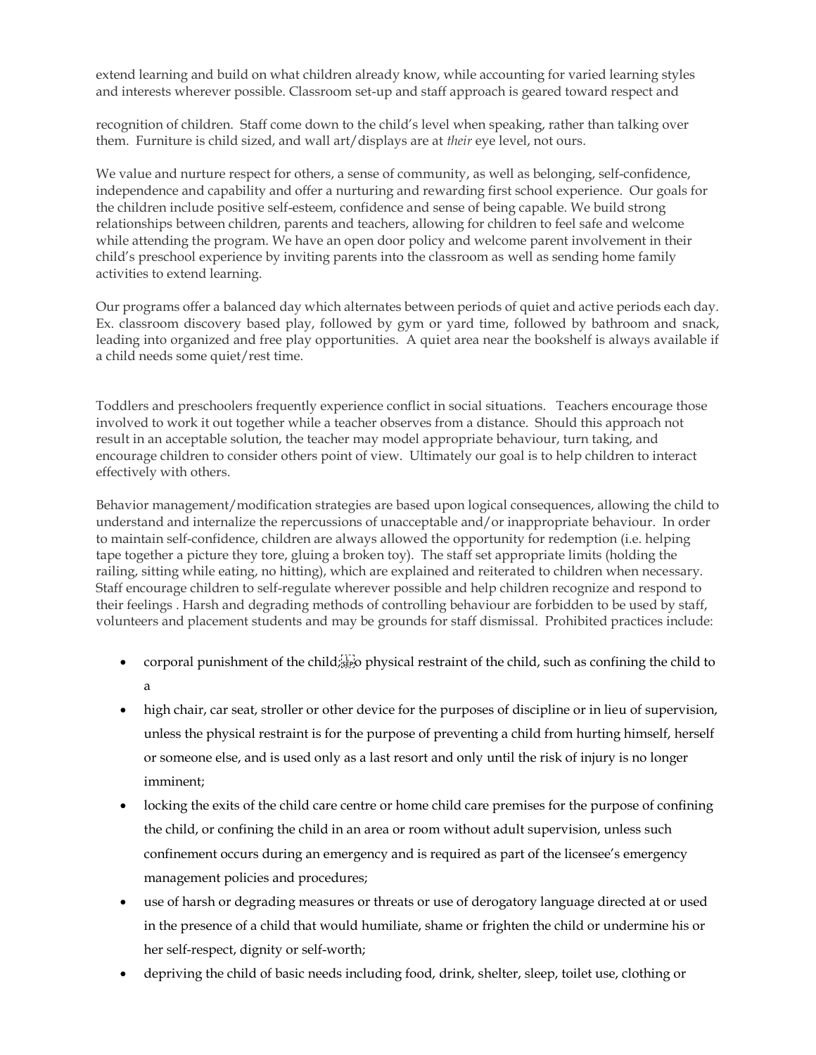extend learning and build on what children already know, while accounting for varied learning styles and interests wherever possible. Classroom set-up and staff approach is geared toward respect and

recognition of children. Staff come down to the child's level when speaking, rather than talking over them. Furniture is child sized, and wall art/displays are at *their* eye level, not ours.

We value and nurture respect for others, a sense of community, as well as belonging, self-confidence, independence and capability and offer a nurturing and rewarding first school experience. Our goals for the children include positive self-esteem, confidence and sense of being capable. We build strong relationships between children, parents and teachers, allowing for children to feel safe and welcome while attending the program. We have an open door policy and welcome parent involvement in their child's preschool experience by inviting parents into the classroom as well as sending home family activities to extend learning.

Our programs offer a balanced day which alternates between periods of quiet and active periods each day. Ex. classroom discovery based play, followed by gym or yard time, followed by bathroom and snack, leading into organized and free play opportunities. A quiet area near the bookshelf is always available if a child needs some quiet/rest time.

Toddlers and preschoolers frequently experience conflict in social situations. Teachers encourage those involved to work it out together while a teacher observes from a distance. Should this approach not result in an acceptable solution, the teacher may model appropriate behaviour, turn taking, and encourage children to consider others point of view. Ultimately our goal is to help children to interact effectively with others.

Behavior management/modification strategies are based upon logical consequences, allowing the child to understand and internalize the repercussions of unacceptable and/or inappropriate behaviour. In order to maintain self-confidence, children are always allowed the opportunity for redemption (i.e. helping tape together a picture they tore, gluing a broken toy). The staff set appropriate limits (holding the railing, sitting while eating, no hitting), which are explained and reiterated to children when necessary. Staff encourage children to self-regulate wherever possible and help children recognize and respond to their feelings . Harsh and degrading methods of controlling behaviour are forbidden to be used by staff, volunteers and placement students and may be grounds for staff dismissal. Prohibited practices include:

- corporal punishment of the child; o physical restraint of the child, such as confining the child to a
- high chair, car seat, stroller or other device for the purposes of discipline or in lieu of supervision, unless the physical restraint is for the purpose of preventing a child from hurting himself, herself or someone else, and is used only as a last resort and only until the risk of injury is no longer imminent;
- locking the exits of the child care centre or home child care premises for the purpose of confining the child, or confining the child in an area or room without adult supervision, unless such confinement occurs during an emergency and is required as part of the licensee's emergency management policies and procedures;
- use of harsh or degrading measures or threats or use of derogatory language directed at or used in the presence of a child that would humiliate, shame or frighten the child or undermine his or her self-respect, dignity or self-worth;
- depriving the child of basic needs including food, drink, shelter, sleep, toilet use, clothing or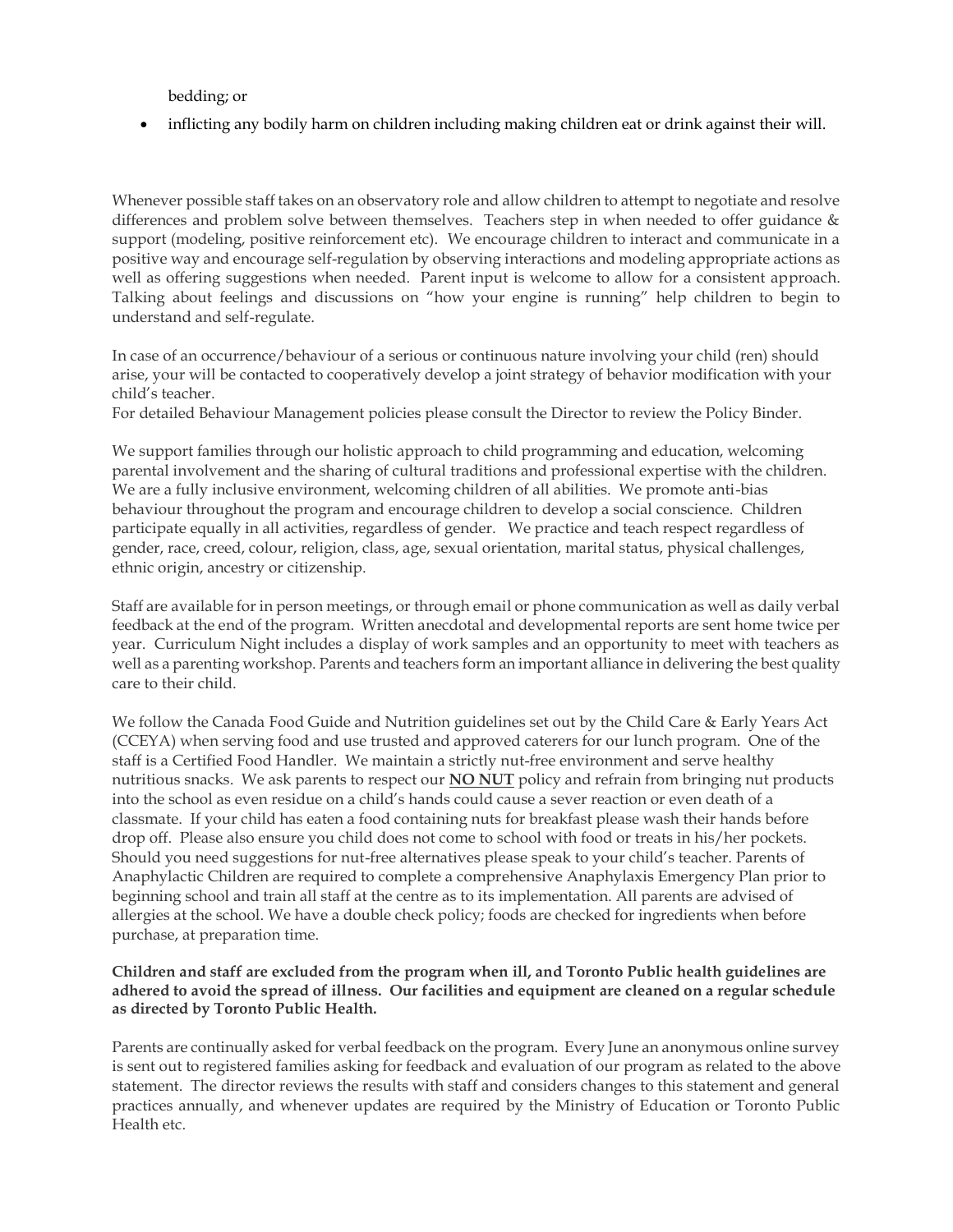bedding; or

- inflicting any bodily harm on children including making children eat or drink against their will.

Whenever possible staff takes on an observatory role and allow children to attempt to negotiate and resolve differences and problem solve between themselves. Teachers step in when needed to offer guidance & support (modeling, positive reinforcement etc). We encourage children to interact and communicate in a positive way and encourage self-regulation by observing interactions and modeling appropriate actions as well as offering suggestions when needed. Parent input is welcome to allow for a consistent approach. Talking about feelings and discussions on "how your engine is running" help children to begin to understand and self-regulate.

In case of an occurrence/behaviour of a serious or continuous nature involving your child (ren) should arise, your will be contacted to cooperatively develop a joint strategy of behavior modification with your child's teacher.
For detailed Behaviour Management policies please consult the Director to review the Policy Binder.

We support families through our holistic approach to child programming and education, welcoming parental involvement and the sharing of cultural traditions and professional expertise with the children. We are a fully inclusive environment, welcoming children of all abilities. We promote anti-bias behaviour throughout the program and encourage children to develop a social conscience. Children participate equally in all activities, regardless of gender. We practice and teach respect regardless of gender, race, creed, colour, religion, class, age, sexual orientation, marital status, physical challenges, ethnic origin, ancestry or citizenship.

Staff are available for in person meetings, or through email or phone communication as well as daily verbal feedback at the end of the program. Written anecdotal and developmental reports are sent home twice per year. Curriculum Night includes a display of work samples and an opportunity to meet with teachers as well as a parenting workshop. Parents and teachers form an important alliance in delivering the best quality care to their child.

We follow the Canada Food Guide and Nutrition guidelines set out by the Child Care & Early Years Act (CCEYA) when serving food and use trusted and approved caterers for our lunch program. One of the staff is a Certified Food Handler. We maintain a strictly nut-free environment and serve healthy nutritious snacks. We ask parents to respect our **NO NUT** policy and refrain from bringing nut products into the school as even residue on a child's hands could cause a sever reaction or even death of a classmate. If your child has eaten a food containing nuts for breakfast please wash their hands before drop off. Please also ensure you child does not come to school with food or treats in his/her pockets. Should you need suggestions for nut-free alternatives please speak to your child's teacher. Parents of Anaphylactic Children are required to complete a comprehensive Anaphylaxis Emergency Plan prior to beginning school and train all staff at the centre as to its implementation. All parents are advised of allergies at the school. We have a double check policy; foods are checked for ingredients when before purchase, at preparation time.

**Children and staff are excluded from the program when ill, and Toronto Public health guidelines are adhered to avoid the spread of illness. Our facilities and equipment are cleaned on a regular schedule as directed by Toronto Public Health.**

Parents are continually asked for verbal feedback on the program. Every June an anonymous online survey is sent out to registered families asking for feedback and evaluation of our program as related to the above statement. The director reviews the results with staff and considers changes to this statement and general practices annually, and whenever updates are required by the Ministry of Education or Toronto Public Health etc.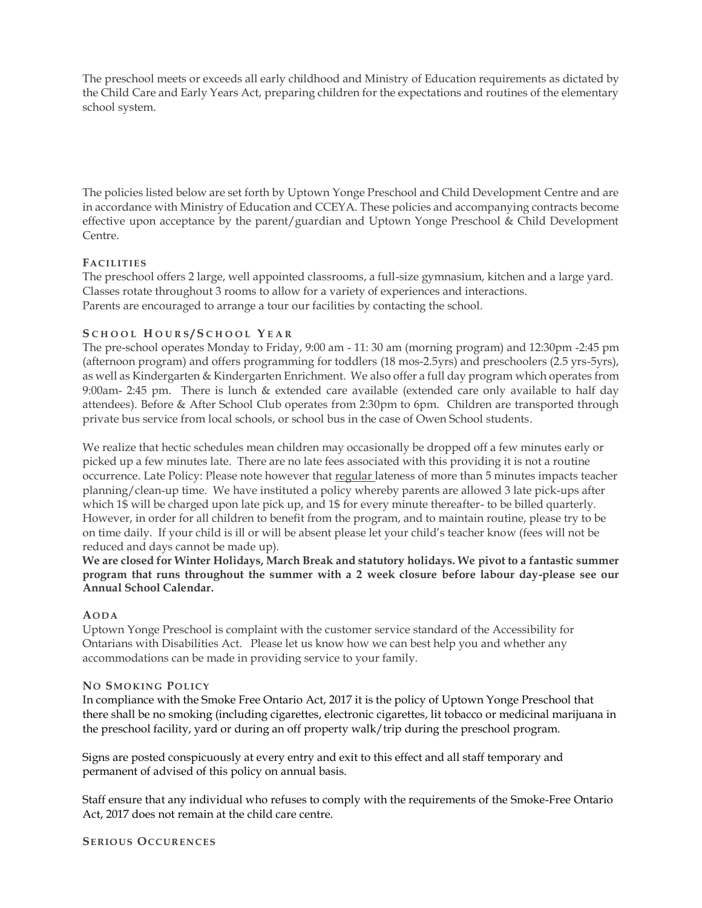The preschool meets or exceeds all early childhood and Ministry of Education requirements as dictated by the Child Care and Early Years Act, preparing children for the expectations and routines of the elementary school system.

The policies listed below are set forth by Uptown Yonge Preschool and Child Development Centre and are in accordance with Ministry of Education and CCEYA. These policies and accompanying contracts become effective upon acceptance by the parent/guardian and Uptown Yonge Preschool & Child Development Centre.

### FACILITIES

The preschool offers 2 large, well appointed classrooms, a full-size gymnasium, kitchen and a large yard. Classes rotate throughout 3 rooms to allow for a variety of experiences and interactions.
Parents are encouraged to arrange a tour our facilities by contacting the school.

### SCHOOL HOURS/SCHOOL YEAR

The pre-school operates Monday to Friday, 9:00 am - 11: 30 am (morning program) and 12:30pm -2:45 pm (afternoon program) and offers programming for toddlers (18 mos-2.5yrs) and preschoolers (2.5 yrs-5yrs), as well as Kindergarten & Kindergarten Enrichment. We also offer a full day program which operates from 9:00am- 2:45 pm. There is lunch & extended care available (extended care only available to half day attendees). Before & After School Club operates from 2:30pm to 6pm. Children are transported through private bus service from local schools, or school bus in the case of Owen School students.

We realize that hectic schedules mean children may occasionally be dropped off a few minutes early or picked up a few minutes late. There are no late fees associated with this providing it is not a routine occurrence. Late Policy: Please note however that regular lateness of more than 5 minutes impacts teacher planning/clean-up time. We have instituted a policy whereby parents are allowed 3 late pick-ups after which 1$ will be charged upon late pick up, and 1$ for every minute thereafter- to be billed quarterly. However, in order for all children to benefit from the program, and to maintain routine, please try to be on time daily. If your child is ill or will be absent please let your child's teacher know (fees will not be reduced and days cannot be made up).

**We are closed for Winter Holidays, March Break and statutory holidays. We pivot to a fantastic summer program that runs throughout the summer with a 2 week closure before labour day-please see our Annual School Calendar.**

### AODA

Uptown Yonge Preschool is complaint with the customer service standard of the Accessibility for Ontarians with Disabilities Act. Please let us know how we can best help you and whether any accommodations can be made in providing service to your family.

### NO SMOKING POLICY

In compliance with the Smoke Free Ontario Act, 2017 it is the policy of Uptown Yonge Preschool that there shall be no smoking (including cigarettes, electronic cigarettes, lit tobacco or medicinal marijuana in the preschool facility, yard or during an off property walk/trip during the preschool program.

Signs are posted conspicuously at every entry and exit to this effect and all staff temporary and permanent of advised of this policy on annual basis.

Staff ensure that any individual who refuses to comply with the requirements of the Smoke-Free Ontario Act, 2017 does not remain at the child care centre.

### SERIOUS OCCURENCES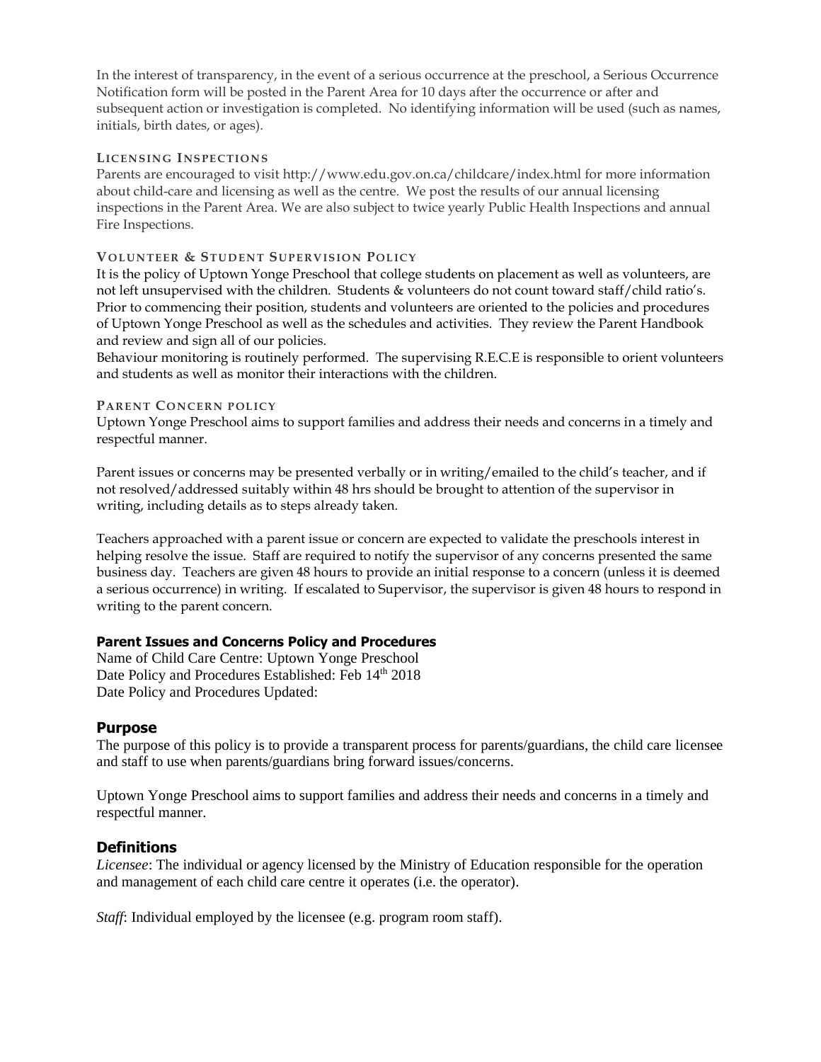In the interest of transparency, in the event of a serious occurrence at the preschool, a Serious Occurrence Notification form will be posted in the Parent Area for 10 days after the occurrence or after and subsequent action or investigation is completed. No identifying information will be used (such as names, initials, birth dates, or ages).

### Licensing Inspections

Parents are encouraged to visit http://www.edu.gov.on.ca/childcare/index.html for more information about child-care and licensing as well as the centre. We post the results of our annual licensing inspections in the Parent Area. We are also subject to twice yearly Public Health Inspections and annual Fire Inspections.

### Volunteer & Student Supervision Policy

It is the policy of Uptown Yonge Preschool that college students on placement as well as volunteers, are not left unsupervised with the children. Students & volunteers do not count toward staff/child ratio's. Prior to commencing their position, students and volunteers are oriented to the policies and procedures of Uptown Yonge Preschool as well as the schedules and activities. They review the Parent Handbook and review and sign all of our policies.
Behaviour monitoring is routinely performed. The supervising R.E.C.E is responsible to orient volunteers and students as well as monitor their interactions with the children.

### Parent Concern policy

Uptown Yonge Preschool aims to support families and address their needs and concerns in a timely and respectful manner.

Parent issues or concerns may be presented verbally or in writing/emailed to the child's teacher, and if not resolved/addressed suitably within 48 hrs should be brought to attention of the supervisor in writing, including details as to steps already taken.

Teachers approached with a parent issue or concern are expected to validate the preschools interest in helping resolve the issue. Staff are required to notify the supervisor of any concerns presented the same business day. Teachers are given 48 hours to provide an initial response to a concern (unless it is deemed a serious occurrence) in writing. If escalated to Supervisor, the supervisor is given 48 hours to respond in writing to the parent concern.

**Parent Issues and Concerns Policy and Procedures**

Name of Child Care Centre: Uptown Yonge Preschool
Date Policy and Procedures Established: Feb 14th 2018
Date Policy and Procedures Updated:

## Purpose

The purpose of this policy is to provide a transparent process for parents/guardians, the child care licensee and staff to use when parents/guardians bring forward issues/concerns.

Uptown Yonge Preschool aims to support families and address their needs and concerns in a timely and respectful manner.

## Definitions

*Licensee*: The individual or agency licensed by the Ministry of Education responsible for the operation and management of each child care centre it operates (i.e. the operator).

*Staff*: Individual employed by the licensee (e.g. program room staff).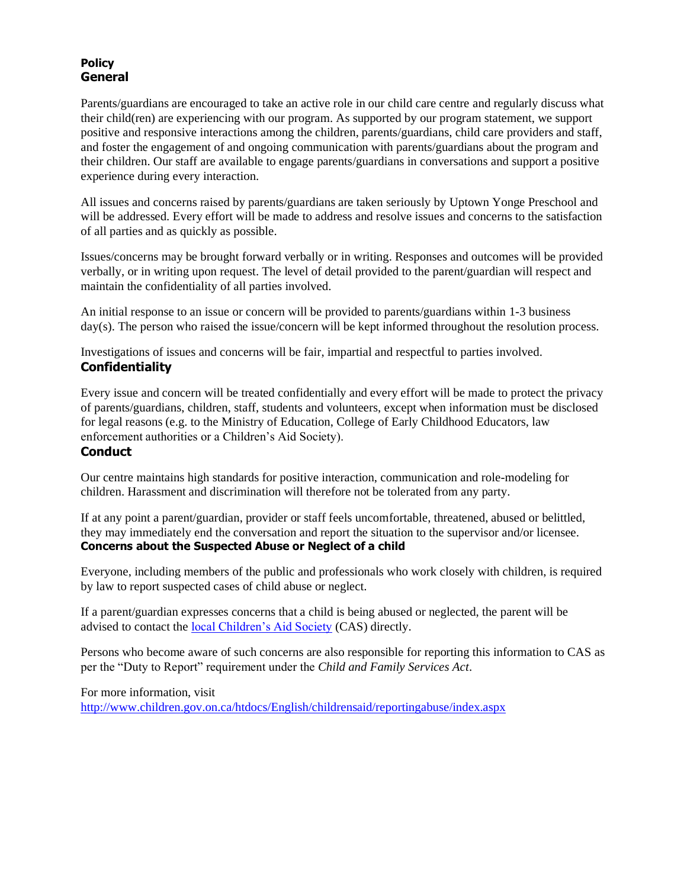## Policy
## General

Parents/guardians are encouraged to take an active role in our child care centre and regularly discuss what their child(ren) are experiencing with our program. As supported by our program statement, we support positive and responsive interactions among the children, parents/guardians, child care providers and staff, and foster the engagement of and ongoing communication with parents/guardians about the program and their children. Our staff are available to engage parents/guardians in conversations and support a positive experience during every interaction.

All issues and concerns raised by parents/guardians are taken seriously by Uptown Yonge Preschool and will be addressed. Every effort will be made to address and resolve issues and concerns to the satisfaction of all parties and as quickly as possible.

Issues/concerns may be brought forward verbally or in writing. Responses and outcomes will be provided verbally, or in writing upon request. The level of detail provided to the parent/guardian will respect and maintain the confidentiality of all parties involved.

An initial response to an issue or concern will be provided to parents/guardians within 1-3 business day(s). The person who raised the issue/concern will be kept informed throughout the resolution process.

Investigations of issues and concerns will be fair, impartial and respectful to parties involved.

## Confidentiality

Every issue and concern will be treated confidentially and every effort will be made to protect the privacy of parents/guardians, children, staff, students and volunteers, except when information must be disclosed for legal reasons (e.g. to the Ministry of Education, College of Early Childhood Educators, law enforcement authorities or a Children's Aid Society).

## Conduct

Our centre maintains high standards for positive interaction, communication and role-modeling for children. Harassment and discrimination will therefore not be tolerated from any party.

If at any point a parent/guardian, provider or staff feels uncomfortable, threatened, abused or belittled, they may immediately end the conversation and report the situation to the supervisor and/or licensee.

### Concerns about the Suspected Abuse or Neglect of a child

Everyone, including members of the public and professionals who work closely with children, is required by law to report suspected cases of child abuse or neglect.

If a parent/guardian expresses concerns that a child is being abused or neglected, the parent will be advised to contact the local Children's Aid Society (CAS) directly.

Persons who become aware of such concerns are also responsible for reporting this information to CAS as per the "Duty to Report" requirement under the *Child and Family Services Act*.

For more information, visit
http://www.children.gov.on.ca/htdocs/English/childrensaid/reportingabuse/index.aspx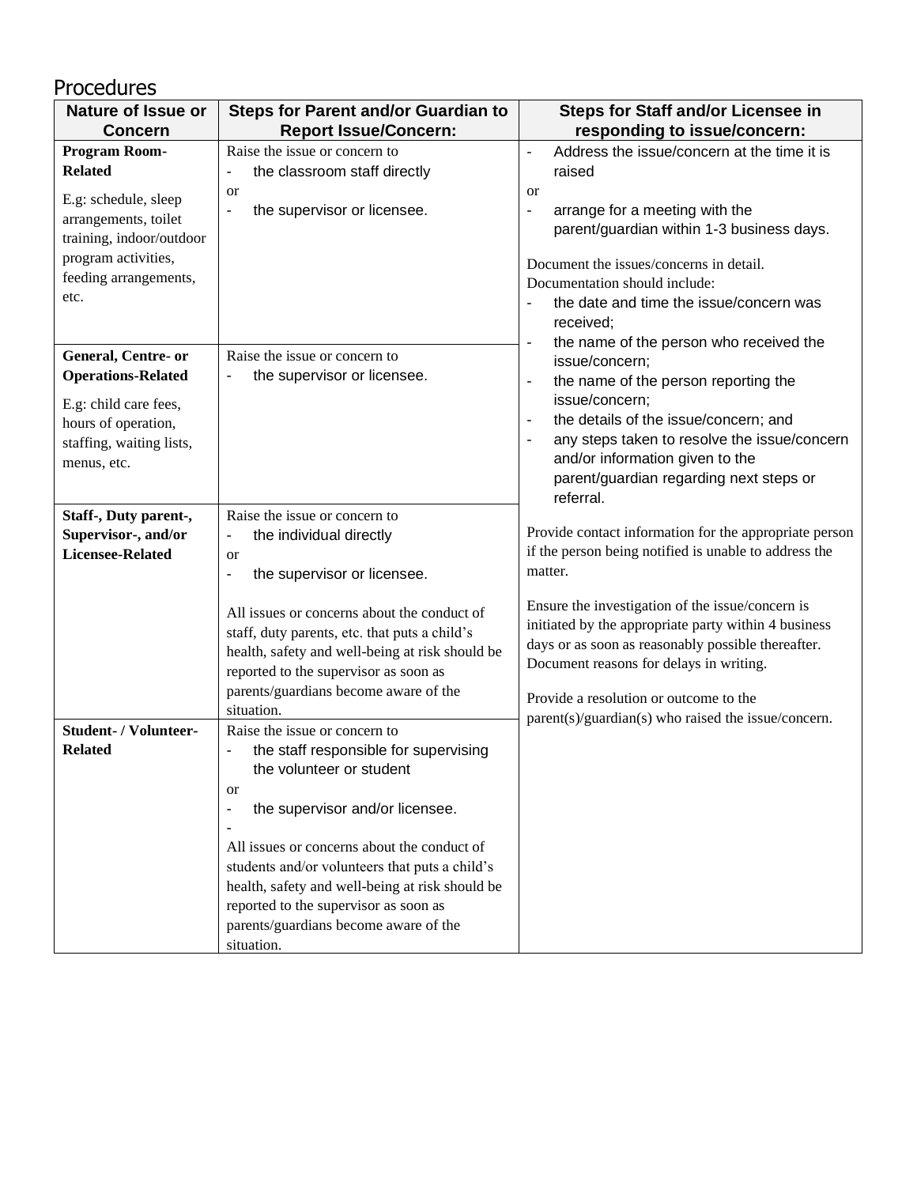## Procedures

| Nature of Issue or Concern | Steps for Parent and/or Guardian to Report Issue/Concern: | Steps for Staff and/or Licensee in responding to issue/concern: |
|---|---|---|
| **Program Room-Related**<br><br>E.g: schedule, sleep arrangements, toilet training, indoor/outdoor program activities, feeding arrangements, etc. | Raise the issue or concern to<br>- the classroom staff directly<br>or<br>- the supervisor or licensee. | - Address the issue/concern at the time it is raised<br>or<br>- arrange for a meeting with the parent/guardian within 1-3 business days.<br><br>Document the issues/concerns in detail. Documentation should include:<br>- the date and time the issue/concern was received;<br>- the name of the person who received the issue/concern;<br>- the name of the person reporting the issue/concern;<br>- the details of the issue/concern; and<br>- any steps taken to resolve the issue/concern and/or information given to the parent/guardian regarding next steps or referral.<br><br>Provide contact information for the appropriate person if the person being notified is unable to address the matter.<br><br>Ensure the investigation of the issue/concern is initiated by the appropriate party within 4 business days or as soon as reasonably possible thereafter. Document reasons for delays in writing.<br><br>Provide a resolution or outcome to the parent(s)/guardian(s) who raised the issue/concern. |
| **General, Centre- or Operations-Related**<br><br>E.g: child care fees, hours of operation, staffing, waiting lists, menus, etc. | Raise the issue or concern to<br>- the supervisor or licensee. | |
| **Staff-, Duty parent-, Supervisor-, and/or Licensee-Related** | Raise the issue or concern to<br>- the individual directly<br>or<br>- the supervisor or licensee.<br><br>All issues or concerns about the conduct of staff, duty parents, etc. that puts a child's health, safety and well-being at risk should be reported to the supervisor as soon as parents/guardians become aware of the situation. | |
| **Student- / Volunteer-Related** | Raise the issue or concern to<br>- the staff responsible for supervising the volunteer or student<br>or<br>- the supervisor and/or licensee.<br>-<br>All issues or concerns about the conduct of students and/or volunteers that puts a child's health, safety and well-being at risk should be reported to the supervisor as soon as parents/guardians become aware of the situation. | |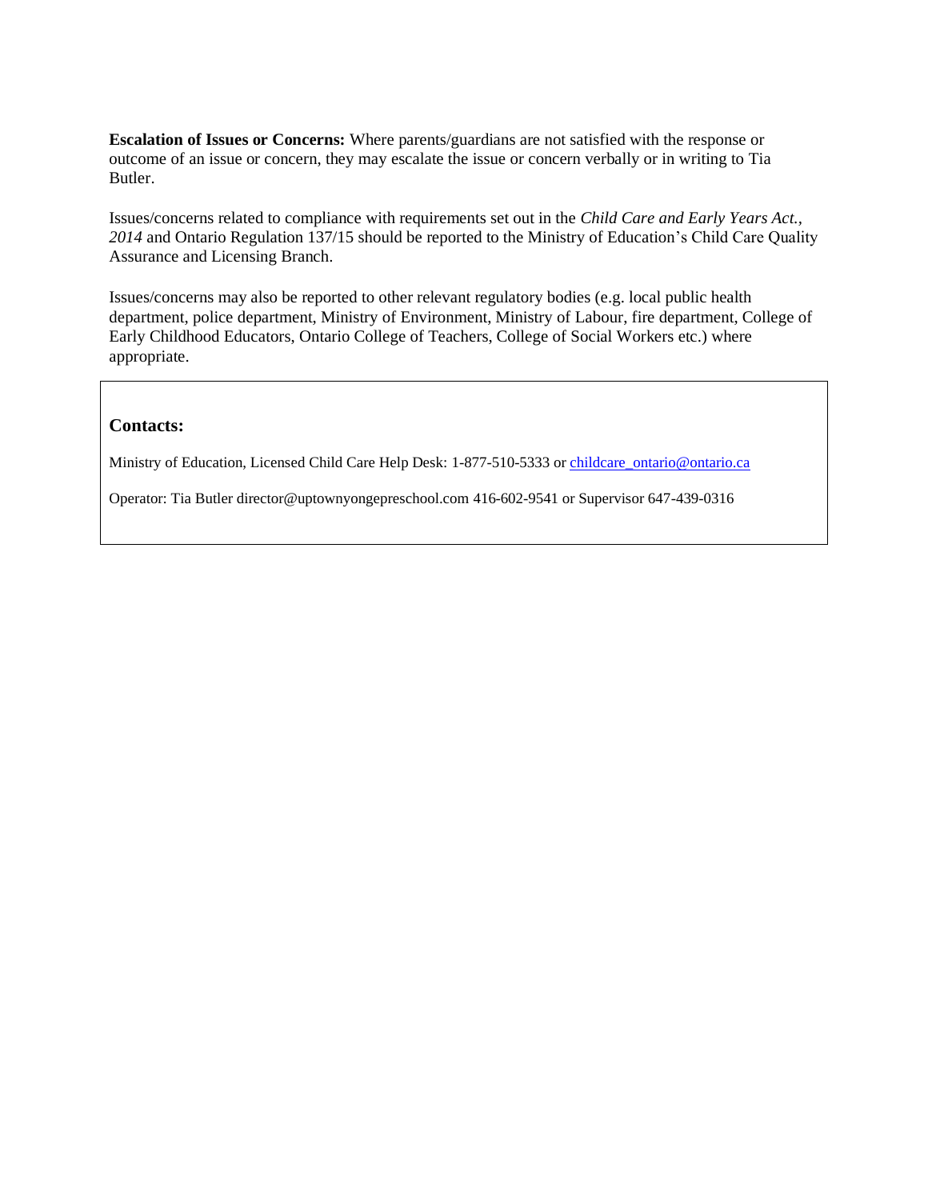**Escalation of Issues or Concerns:** Where parents/guardians are not satisfied with the response or outcome of an issue or concern, they may escalate the issue or concern verbally or in writing to Tia Butler.

Issues/concerns related to compliance with requirements set out in the *Child Care and Early Years Act., 2014* and Ontario Regulation 137/15 should be reported to the Ministry of Education's Child Care Quality Assurance and Licensing Branch.

Issues/concerns may also be reported to other relevant regulatory bodies (e.g. local public health department, police department, Ministry of Environment, Ministry of Labour, fire department, College of Early Childhood Educators, Ontario College of Teachers, College of Social Workers etc.) where appropriate.

**Contacts:**

Ministry of Education, Licensed Child Care Help Desk: 1-877-510-5333 or childcare_ontario@ontario.ca

Operator: Tia Butler director@uptownyongepreschool.com 416-602-9541 or Supervisor 647-439-0316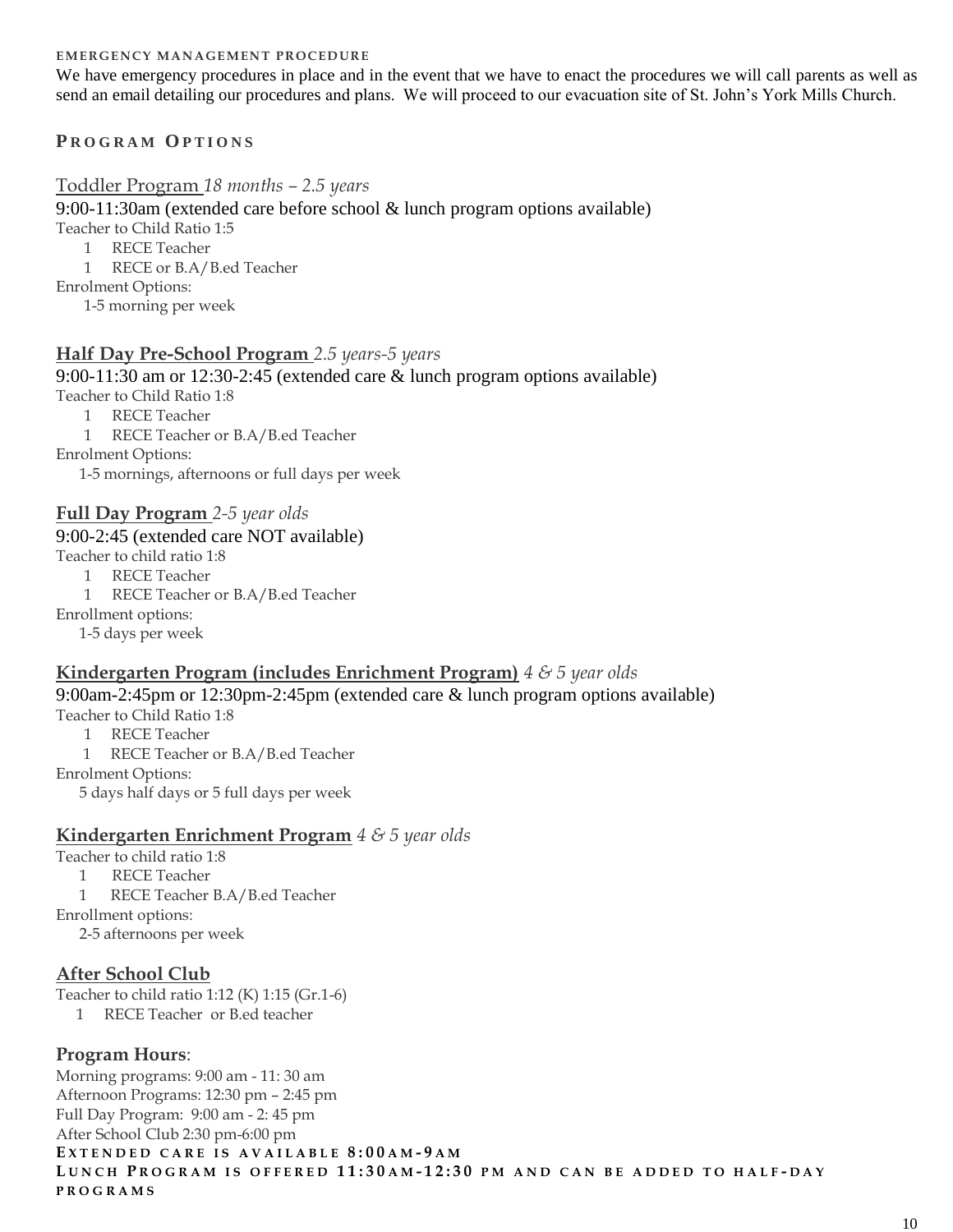#### EMERGENCY MANAGEMENT PROCEDURE

We have emergency procedures in place and in the event that we have to enact the procedures we will call parents as well as send an email detailing our procedures and plans. We will proceed to our evacuation site of St. John's York Mills Church.

## PROGRAM OPTIONS

### Toddler Program *18 months – 2.5 years*

9:00-11:30am (extended care before school & lunch program options available)

Teacher to Child Ratio 1:5

- 1 RECE Teacher
- 1 RECE or B.A/B.ed Teacher

Enrolment Options:

1-5 morning per week

### **Half Day Pre-School Program** *2.5 years-5 years*

9:00-11:30 am or 12:30-2:45 (extended care & lunch program options available)

Teacher to Child Ratio 1:8

- 1 RECE Teacher
- 1 RECE Teacher or B.A/B.ed Teacher

Enrolment Options:

1-5 mornings, afternoons or full days per week

### **Full Day Program** *2-5 year olds*

9:00-2:45 (extended care NOT available)

Teacher to child ratio 1:8

- 1 RECE Teacher
- 1 RECE Teacher or B.A/B.ed Teacher

Enrollment options:

1-5 days per week

### **Kindergarten Program (includes Enrichment Program)** *4 & 5 year olds*

9:00am-2:45pm or 12:30pm-2:45pm (extended care & lunch program options available)

Teacher to Child Ratio 1:8

- 1 RECE Teacher
- 1 RECE Teacher or B.A/B.ed Teacher

Enrolment Options:

5 days half days or 5 full days per week

### **Kindergarten Enrichment Program** *4 & 5 year olds*

Teacher to child ratio 1:8

- 1 RECE Teacher
- 1 RECE Teacher B.A/B.ed Teacher

Enrollment options:

2-5 afternoons per week

### **After School Club**

Teacher to child ratio 1:12 (K) 1:15 (Gr.1-6)

- 1 RECE Teacher or B.ed teacher

### **Program Hours**:

Morning programs: 9:00 am - 11: 30 am
Afternoon Programs: 12:30 pm – 2:45 pm
Full Day Program: 9:00 am - 2: 45 pm
After School Club 2:30 pm-6:00 pm

**EXTENDED CARE IS AVAILABLE 8:00AM-9AM**

**LUNCH PROGRAM IS OFFERED 11:30AM-12:30 PM AND CAN BE ADDED TO HALF-DAY PROGRAMS**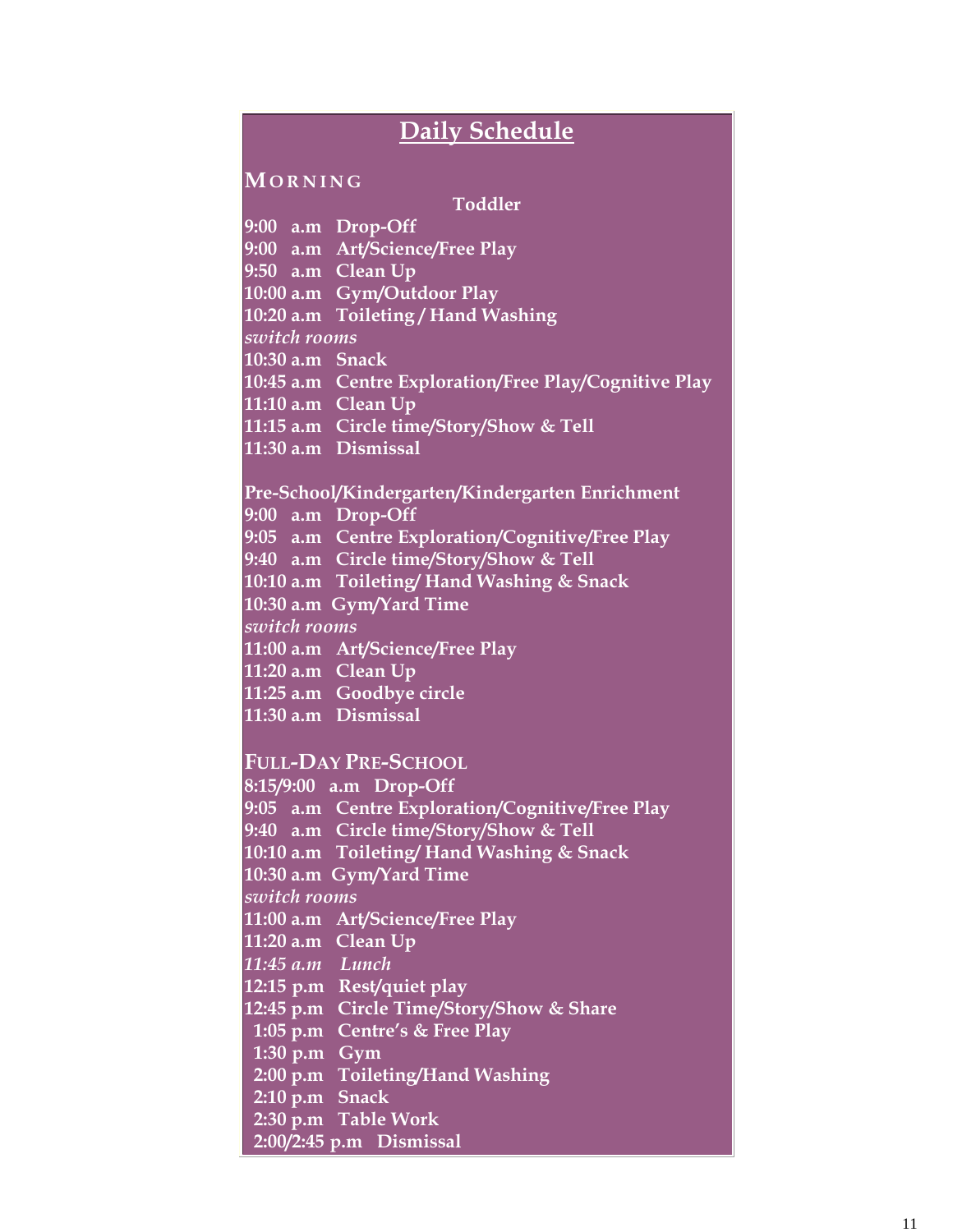# Daily Schedule

## MORNING

### Toddler

9:00 a.m Drop-Off
9:00 a.m Art/Science/Free Play
9:50 a.m Clean Up
10:00 a.m Gym/Outdoor Play
10:20 a.m Toileting / Hand Washing
*switch rooms*
10:30 a.m Snack
10:45 a.m Centre Exploration/Free Play/Cognitive Play
11:10 a.m Clean Up
11:15 a.m Circle time/Story/Show & Tell
11:30 a.m Dismissal

### Pre-School/Kindergarten/Kindergarten Enrichment

9:00 a.m Drop-Off
9:05 a.m Centre Exploration/Cognitive/Free Play
9:40 a.m Circle time/Story/Show & Tell
10:10 a.m Toileting/ Hand Washing & Snack
10:30 a.m Gym/Yard Time
*switch rooms*
11:00 a.m Art/Science/Free Play
11:20 a.m Clean Up
11:25 a.m Goodbye circle
11:30 a.m Dismissal

## FULL-DAY PRE-SCHOOL

8:15/9:00 a.m Drop-Off
9:05 a.m Centre Exploration/Cognitive/Free Play
9:40 a.m Circle time/Story/Show & Tell
10:10 a.m Toileting/ Hand Washing & Snack
10:30 a.m Gym/Yard Time
*switch rooms*
11:00 a.m Art/Science/Free Play
11:20 a.m Clean Up
*11:45 a.m Lunch*
12:15 p.m Rest/quiet play
12:45 p.m Circle Time/Story/Show & Share
1:05 p.m Centre's & Free Play
1:30 p.m Gym
2:00 p.m Toileting/Hand Washing
2:10 p.m Snack
2:30 p.m Table Work
2:00/2:45 p.m Dismissal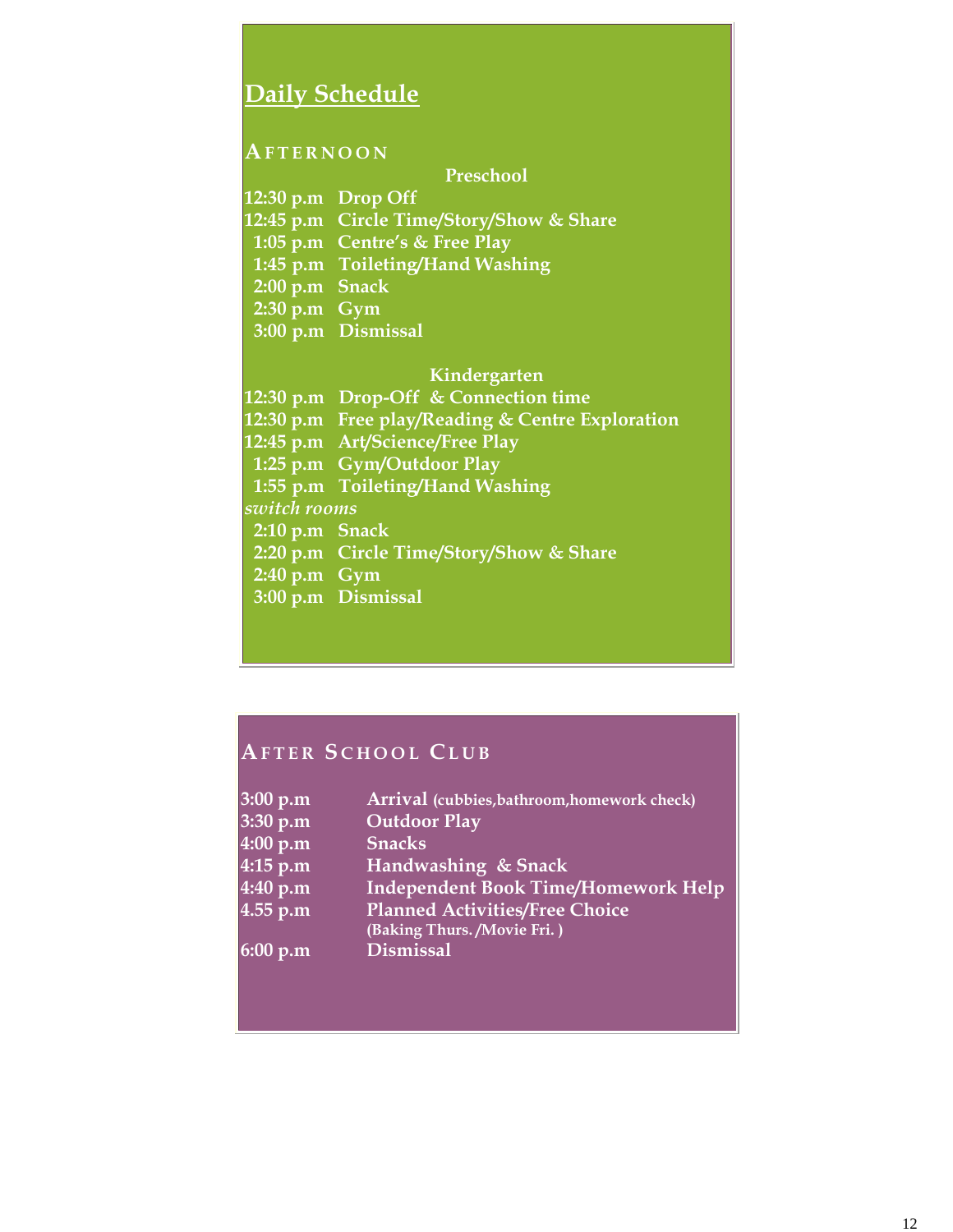## Daily Schedule

### Afternoon

**Preschool**

| Time | Activity |
|---|---|
| 12:30 p.m | Drop Off |
| 12:45 p.m | Circle Time/Story/Show & Share |
| 1:05 p.m | Centre's & Free Play |
| 1:45 p.m | Toileting/Hand Washing |
| 2:00 p.m | Snack |
| 2:30 p.m | Gym |
| 3:00 p.m | Dismissal |

**Kindergarten**

| Time | Activity |
|---|---|
| 12:30 p.m | Drop-Off & Connection time |
| 12:30 p.m | Free play/Reading & Centre Exploration |
| 12:45 p.m | Art/Science/Free Play |
| 1:25 p.m | Gym/Outdoor Play |
| 1:55 p.m | Toileting/Hand Washing |
| *switch rooms* | |
| 2:10 p.m | Snack |
| 2:20 p.m | Circle Time/Story/Show & Share |
| 2:40 p.m | Gym |
| 3:00 p.m | Dismissal |

### After School Club

| Time | Activity |
|---|---|
| 3:00 p.m | Arrival (cubbies,bathroom,homework check) |
| 3:30 p.m | Outdoor Play |
| 4:00 p.m | Snacks |
| 4:15 p.m | Handwashing & Snack |
| 4:40 p.m | Independent Book Time/Homework Help |
| 4.55 p.m | Planned Activities/Free Choice (Baking Thurs. /Movie Fri. ) |
| 6:00 p.m | Dismissal |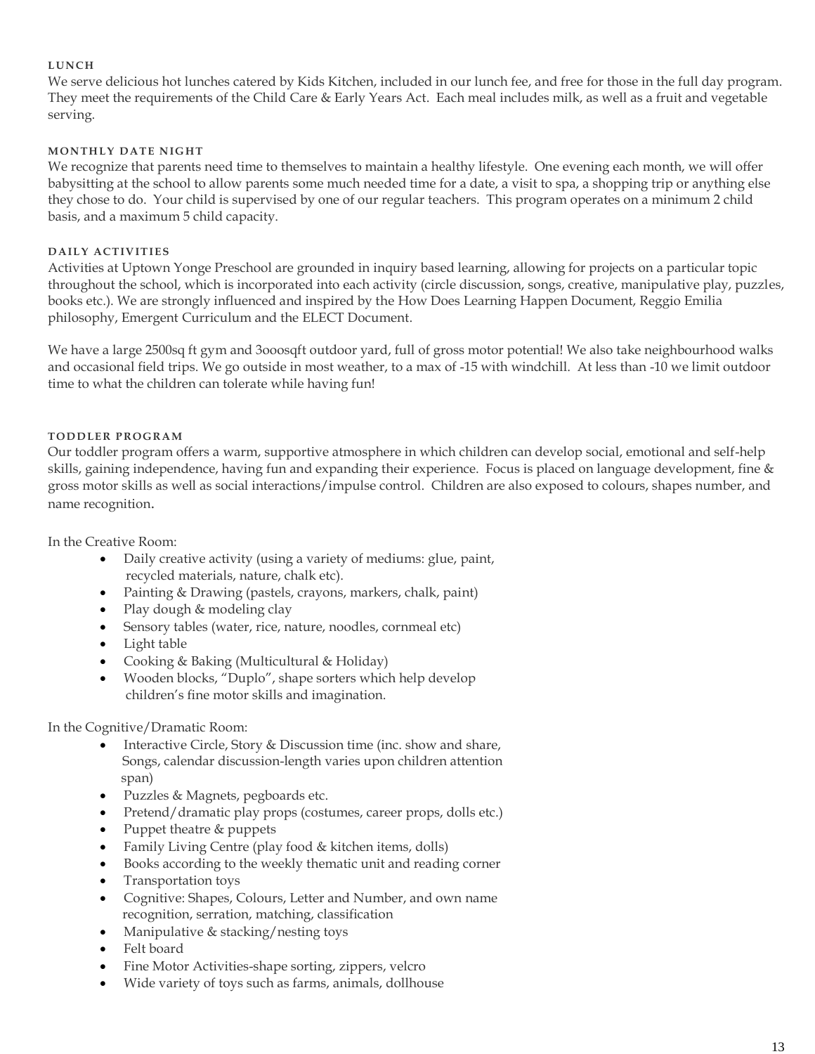### LUNCH

We serve delicious hot lunches catered by Kids Kitchen, included in our lunch fee, and free for those in the full day program. They meet the requirements of the Child Care & Early Years Act. Each meal includes milk, as well as a fruit and vegetable serving.

### MONTHLY DATE NIGHT

We recognize that parents need time to themselves to maintain a healthy lifestyle. One evening each month, we will offer babysitting at the school to allow parents some much needed time for a date, a visit to spa, a shopping trip or anything else they chose to do. Your child is supervised by one of our regular teachers. This program operates on a minimum 2 child basis, and a maximum 5 child capacity.

### DAILY ACTIVITIES

Activities at Uptown Yonge Preschool are grounded in inquiry based learning, allowing for projects on a particular topic throughout the school, which is incorporated into each activity (circle discussion, songs, creative, manipulative play, puzzles, books etc.). We are strongly influenced and inspired by the How Does Learning Happen Document, Reggio Emilia philosophy, Emergent Curriculum and the ELECT Document.

We have a large 2500sq ft gym and 3ooosqft outdoor yard, full of gross motor potential! We also take neighbourhood walks and occasional field trips. We go outside in most weather, to a max of -15 with windchill. At less than -10 we limit outdoor time to what the children can tolerate while having fun!

### TODDLER PROGRAM

Our toddler program offers a warm, supportive atmosphere in which children can develop social, emotional and self-help skills, gaining independence, having fun and expanding their experience. Focus is placed on language development, fine & gross motor skills as well as social interactions/impulse control. Children are also exposed to colours, shapes number, and name recognition.

In the Creative Room:

- Daily creative activity (using a variety of mediums: glue, paint, recycled materials, nature, chalk etc).
- Painting & Drawing (pastels, crayons, markers, chalk, paint)
- Play dough & modeling clay
- Sensory tables (water, rice, nature, noodles, cornmeal etc)
- Light table
- Cooking & Baking (Multicultural & Holiday)
- Wooden blocks, "Duplo", shape sorters which help develop children's fine motor skills and imagination.

In the Cognitive/Dramatic Room:

- Interactive Circle, Story & Discussion time (inc. show and share, Songs, calendar discussion-length varies upon children attention span)
- Puzzles & Magnets, pegboards etc.
- Pretend/dramatic play props (costumes, career props, dolls etc.)
- Puppet theatre & puppets
- Family Living Centre (play food & kitchen items, dolls)
- Books according to the weekly thematic unit and reading corner
- Transportation toys
- Cognitive: Shapes, Colours, Letter and Number, and own name recognition, serration, matching, classification
- Manipulative & stacking/nesting toys
- Felt board
- Fine Motor Activities-shape sorting, zippers, velcro
- Wide variety of toys such as farms, animals, dollhouse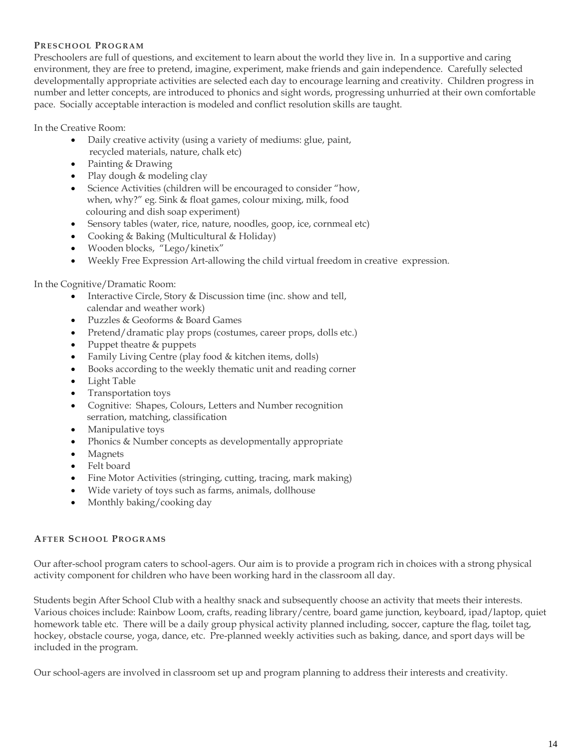## Preschool Program

Preschoolers are full of questions, and excitement to learn about the world they live in. In a supportive and caring environment, they are free to pretend, imagine, experiment, make friends and gain independence. Carefully selected developmentally appropriate activities are selected each day to encourage learning and creativity. Children progress in number and letter concepts, are introduced to phonics and sight words, progressing unhurried at their own comfortable pace. Socially acceptable interaction is modeled and conflict resolution skills are taught.

In the Creative Room:

- Daily creative activity (using a variety of mediums: glue, paint, recycled materials, nature, chalk etc)
- Painting & Drawing
- Play dough & modeling clay
- Science Activities (children will be encouraged to consider "how, when, why?" eg. Sink & float games, colour mixing, milk, food colouring and dish soap experiment)
- Sensory tables (water, rice, nature, noodles, goop, ice, cornmeal etc)
- Cooking & Baking (Multicultural & Holiday)
- Wooden blocks, "Lego/kinetix"
- Weekly Free Expression Art-allowing the child virtual freedom in creative expression.

In the Cognitive/Dramatic Room:

- Interactive Circle, Story & Discussion time (inc. show and tell, calendar and weather work)
- Puzzles & Geoforms & Board Games
- Pretend/dramatic play props (costumes, career props, dolls etc.)
- Puppet theatre & puppets
- Family Living Centre (play food & kitchen items, dolls)
- Books according to the weekly thematic unit and reading corner
- Light Table
- Transportation toys
- Cognitive: Shapes, Colours, Letters and Number recognition serration, matching, classification
- Manipulative toys
- Phonics & Number concepts as developmentally appropriate
- Magnets
- Felt board
- Fine Motor Activities (stringing, cutting, tracing, mark making)
- Wide variety of toys such as farms, animals, dollhouse
- Monthly baking/cooking day

## After School Programs

Our after-school program caters to school-agers. Our aim is to provide a program rich in choices with a strong physical activity component for children who have been working hard in the classroom all day.

Students begin After School Club with a healthy snack and subsequently choose an activity that meets their interests. Various choices include: Rainbow Loom, crafts, reading library/centre, board game junction, keyboard, ipad/laptop, quiet homework table etc. There will be a daily group physical activity planned including, soccer, capture the flag, toilet tag, hockey, obstacle course, yoga, dance, etc. Pre-planned weekly activities such as baking, dance, and sport days will be included in the program.

Our school-agers are involved in classroom set up and program planning to address their interests and creativity.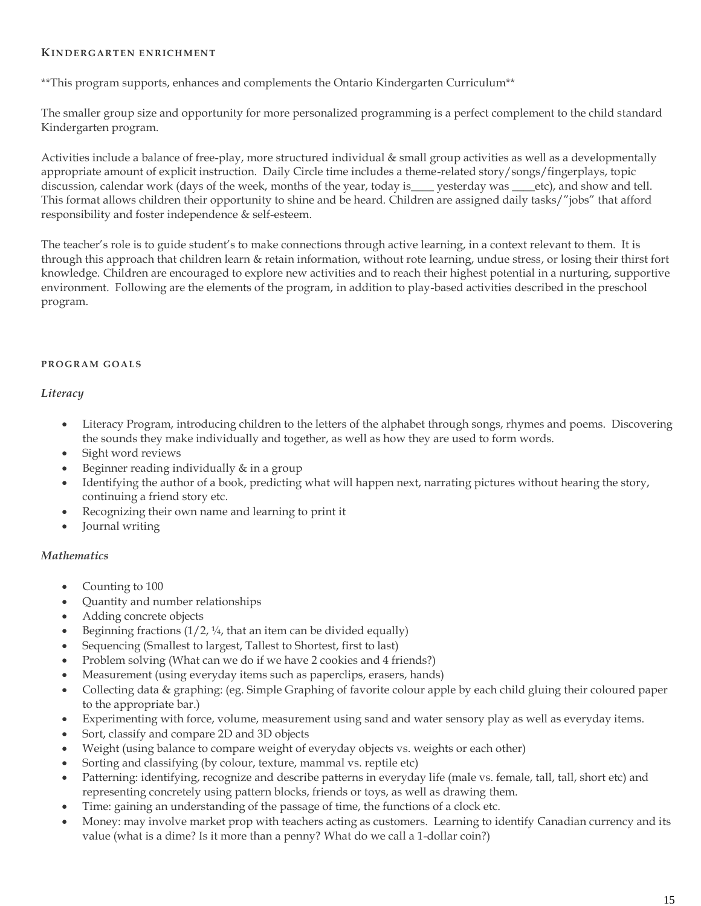## Kindergarten enrichment

**This program supports, enhances and complements the Ontario Kindergarten Curriculum**

The smaller group size and opportunity for more personalized programming is a perfect complement to the child standard Kindergarten program.

Activities include a balance of free-play, more structured individual & small group activities as well as a developmentally appropriate amount of explicit instruction. Daily Circle time includes a theme-related story/songs/fingerplays, topic discussion, calendar work (days of the week, months of the year, today is____ yesterday was ____etc), and show and tell. This format allows children their opportunity to shine and be heard. Children are assigned daily tasks/"jobs" that afford responsibility and foster independence & self-esteem.

The teacher's role is to guide student's to make connections through active learning, in a context relevant to them. It is through this approach that children learn & retain information, without rote learning, undue stress, or losing their thirst fort knowledge. Children are encouraged to explore new activities and to reach their highest potential in a nurturing, supportive environment. Following are the elements of the program, in addition to play-based activities described in the preschool program.

### Program goals

*Literacy*

- Literacy Program, introducing children to the letters of the alphabet through songs, rhymes and poems. Discovering the sounds they make individually and together, as well as how they are used to form words.
- Sight word reviews
- Beginner reading individually & in a group
- Identifying the author of a book, predicting what will happen next, narrating pictures without hearing the story, continuing a friend story etc.
- Recognizing their own name and learning to print it
- Journal writing

*Mathematics*

- Counting to 100
- Quantity and number relationships
- Adding concrete objects
- Beginning fractions (1/2, ¼, that an item can be divided equally)
- Sequencing (Smallest to largest, Tallest to Shortest, first to last)
- Problem solving (What can we do if we have 2 cookies and 4 friends?)
- Measurement (using everyday items such as paperclips, erasers, hands)
- Collecting data & graphing: (eg. Simple Graphing of favorite colour apple by each child gluing their coloured paper to the appropriate bar.)
- Experimenting with force, volume, measurement using sand and water sensory play as well as everyday items.
- Sort, classify and compare 2D and 3D objects
- Weight (using balance to compare weight of everyday objects vs. weights or each other)
- Sorting and classifying (by colour, texture, mammal vs. reptile etc)
- Patterning: identifying, recognize and describe patterns in everyday life (male vs. female, tall, tall, short etc) and representing concretely using pattern blocks, friends or toys, as well as drawing them.
- Time: gaining an understanding of the passage of time, the functions of a clock etc.
- Money: may involve market prop with teachers acting as customers. Learning to identify Canadian currency and its value (what is a dime? Is it more than a penny? What do we call a 1-dollar coin?)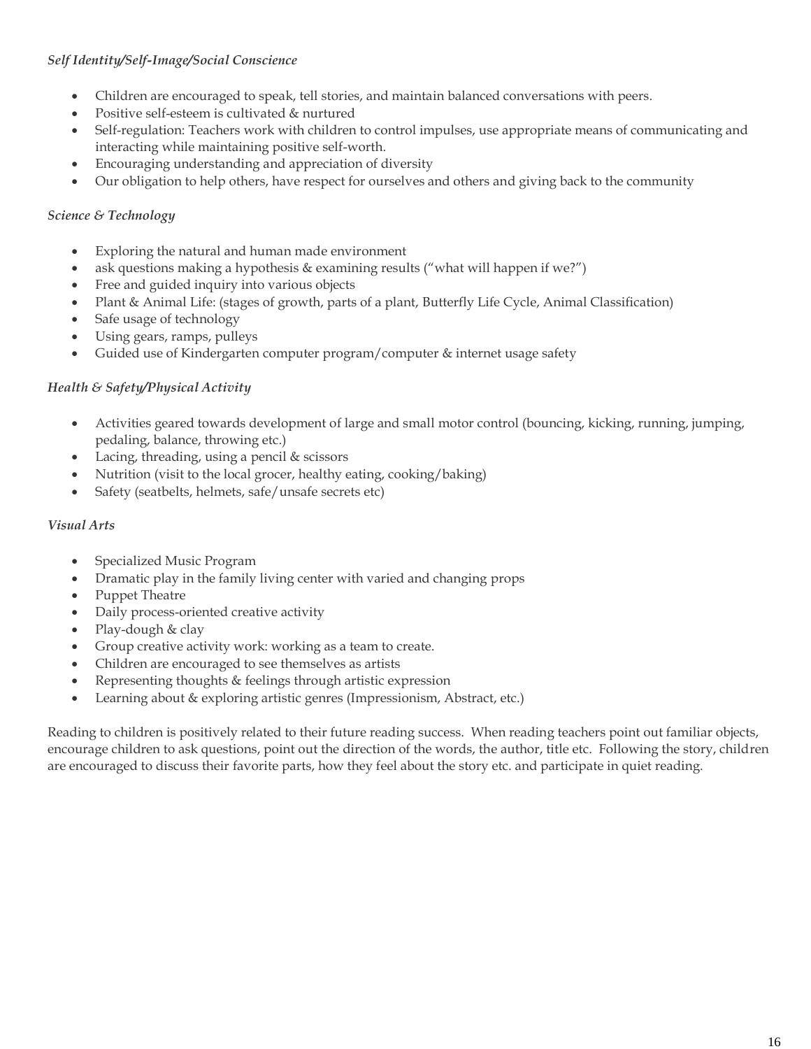*Self Identity/Self-Image/Social Conscience*

- Children are encouraged to speak, tell stories, and maintain balanced conversations with peers.
- Positive self-esteem is cultivated & nurtured
- Self-regulation: Teachers work with children to control impulses, use appropriate means of communicating and interacting while maintaining positive self-worth.
- Encouraging understanding and appreciation of diversity
- Our obligation to help others, have respect for ourselves and others and giving back to the community

*Science & Technology*

- Exploring the natural and human made environment
- ask questions making a hypothesis & examining results ("what will happen if we?")
- Free and guided inquiry into various objects
- Plant & Animal Life: (stages of growth, parts of a plant, Butterfly Life Cycle, Animal Classification)
- Safe usage of technology
- Using gears, ramps, pulleys
- Guided use of Kindergarten computer program/computer & internet usage safety

*Health & Safety/Physical Activity*

- Activities geared towards development of large and small motor control (bouncing, kicking, running, jumping, pedaling, balance, throwing etc.)
- Lacing, threading, using a pencil & scissors
- Nutrition (visit to the local grocer, healthy eating, cooking/baking)
- Safety (seatbelts, helmets, safe/unsafe secrets etc)

*Visual Arts*

- Specialized Music Program
- Dramatic play in the family living center with varied and changing props
- Puppet Theatre
- Daily process-oriented creative activity
- Play-dough & clay
- Group creative activity work: working as a team to create.
- Children are encouraged to see themselves as artists
- Representing thoughts & feelings through artistic expression
- Learning about & exploring artistic genres (Impressionism, Abstract, etc.)

Reading to children is positively related to their future reading success. When reading teachers point out familiar objects, encourage children to ask questions, point out the direction of the words, the author, title etc. Following the story, children are encouraged to discuss their favorite parts, how they feel about the story etc. and participate in quiet reading.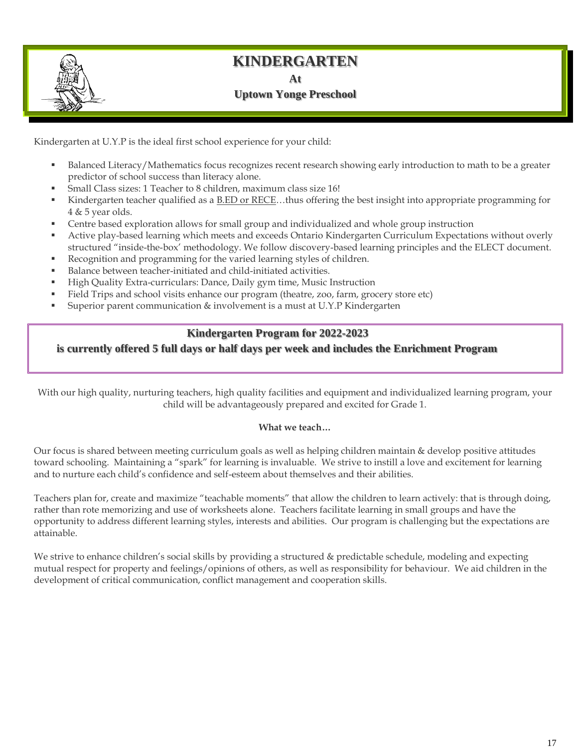# KINDERGARTEN

**At**

**Uptown Yonge Preschool**

Kindergarten at U.Y.P is the ideal first school experience for your child:

- Balanced Literacy/Mathematics focus recognizes recent research showing early introduction to math to be a greater predictor of school success than literacy alone.
- Small Class sizes: 1 Teacher to 8 children, maximum class size 16!
- Kindergarten teacher qualified as a B.ED or RECE…thus offering the best insight into appropriate programming for 4 & 5 year olds.
- Centre based exploration allows for small group and individualized and whole group instruction
- Active play-based learning which meets and exceeds Ontario Kindergarten Curriculum Expectations without overly structured "inside-the-box' methodology. We follow discovery-based learning principles and the ELECT document.
- Recognition and programming for the varied learning styles of children.
- Balance between teacher-initiated and child-initiated activities.
- High Quality Extra-curriculars: Dance, Daily gym time, Music Instruction
- Field Trips and school visits enhance our program (theatre, zoo, farm, grocery store etc)
- Superior parent communication & involvement is a must at U.Y.P Kindergarten

**Kindergarten Program for 2022-2023**
**is currently offered 5 full days or half days per week and includes the Enrichment Program**

With our high quality, nurturing teachers, high quality facilities and equipment and individualized learning program, your child will be advantageously prepared and excited for Grade 1.

**What we teach…**

Our focus is shared between meeting curriculum goals as well as helping children maintain & develop positive attitudes toward schooling. Maintaining a "spark" for learning is invaluable. We strive to instill a love and excitement for learning and to nurture each child's confidence and self-esteem about themselves and their abilities.

Teachers plan for, create and maximize "teachable moments" that allow the children to learn actively: that is through doing, rather than rote memorizing and use of worksheets alone. Teachers facilitate learning in small groups and have the opportunity to address different learning styles, interests and abilities. Our program is challenging but the expectations are attainable.

We strive to enhance children's social skills by providing a structured & predictable schedule, modeling and expecting mutual respect for property and feelings/opinions of others, as well as responsibility for behaviour. We aid children in the development of critical communication, conflict management and cooperation skills.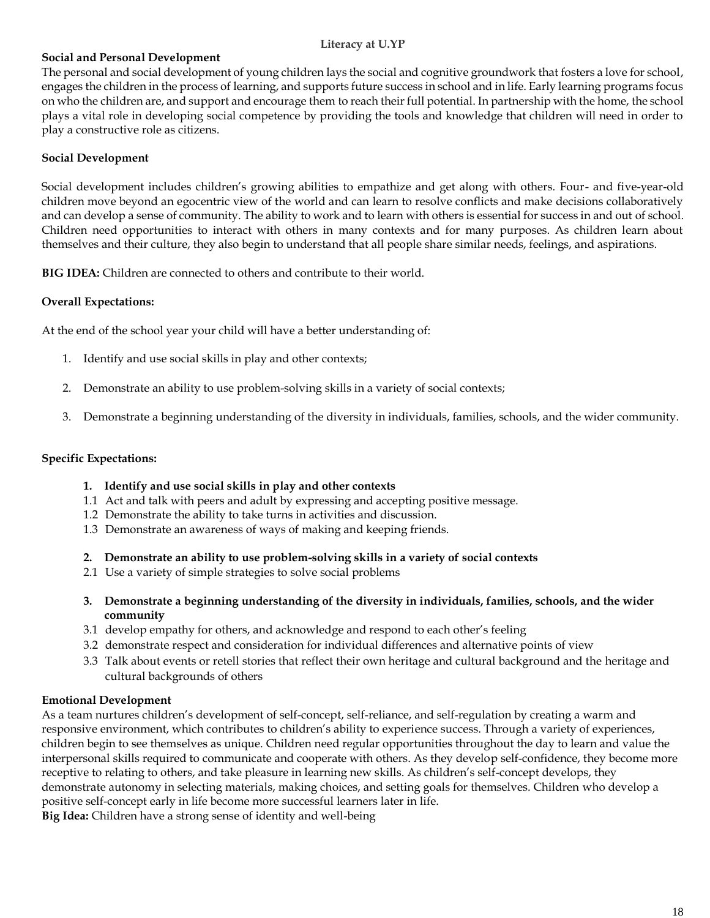# Literacy at U.YP

## Social and Personal Development

The personal and social development of young children lays the social and cognitive groundwork that fosters a love for school, engages the children in the process of learning, and supports future success in school and in life. Early learning programs focus on who the children are, and support and encourage them to reach their full potential. In partnership with the home, the school plays a vital role in developing social competence by providing the tools and knowledge that children will need in order to play a constructive role as citizens.

### Social Development

Social development includes children's growing abilities to empathize and get along with others. Four- and five-year-old children move beyond an egocentric view of the world and can learn to resolve conflicts and make decisions collaboratively and can develop a sense of community. The ability to work and to learn with others is essential for success in and out of school. Children need opportunities to interact with others in many contexts and for many purposes. As children learn about themselves and their culture, they also begin to understand that all people share similar needs, feelings, and aspirations.

**BIG IDEA:** Children are connected to others and contribute to their world.

**Overall Expectations:**

At the end of the school year your child will have a better understanding of:

1. Identify and use social skills in play and other contexts;
2. Demonstrate an ability to use problem-solving skills in a variety of social contexts;
3. Demonstrate a beginning understanding of the diversity in individuals, families, schools, and the wider community.

**Specific Expectations:**

**1. Identify and use social skills in play and other contexts**

1.1 Act and talk with peers and adult by expressing and accepting positive message.
1.2 Demonstrate the ability to take turns in activities and discussion.
1.3 Demonstrate an awareness of ways of making and keeping friends.

**2. Demonstrate an ability to use problem-solving skills in a variety of social contexts**

2.1 Use a variety of simple strategies to solve social problems

**3. Demonstrate a beginning understanding of the diversity in individuals, families, schools, and the wider community**

3.1 develop empathy for others, and acknowledge and respond to each other's feeling
3.2 demonstrate respect and consideration for individual differences and alternative points of view
3.3 Talk about events or retell stories that reflect their own heritage and cultural background and the heritage and cultural backgrounds of others

### Emotional Development

As a team nurtures children's development of self-concept, self-reliance, and self-regulation by creating a warm and responsive environment, which contributes to children's ability to experience success. Through a variety of experiences, children begin to see themselves as unique. Children need regular opportunities throughout the day to learn and value the interpersonal skills required to communicate and cooperate with others. As they develop self-confidence, they become more receptive to relating to others, and take pleasure in learning new skills. As children's self-concept develops, they demonstrate autonomy in selecting materials, making choices, and setting goals for themselves. Children who develop a positive self-concept early in life become more successful learners later in life.

**Big Idea:** Children have a strong sense of identity and well-being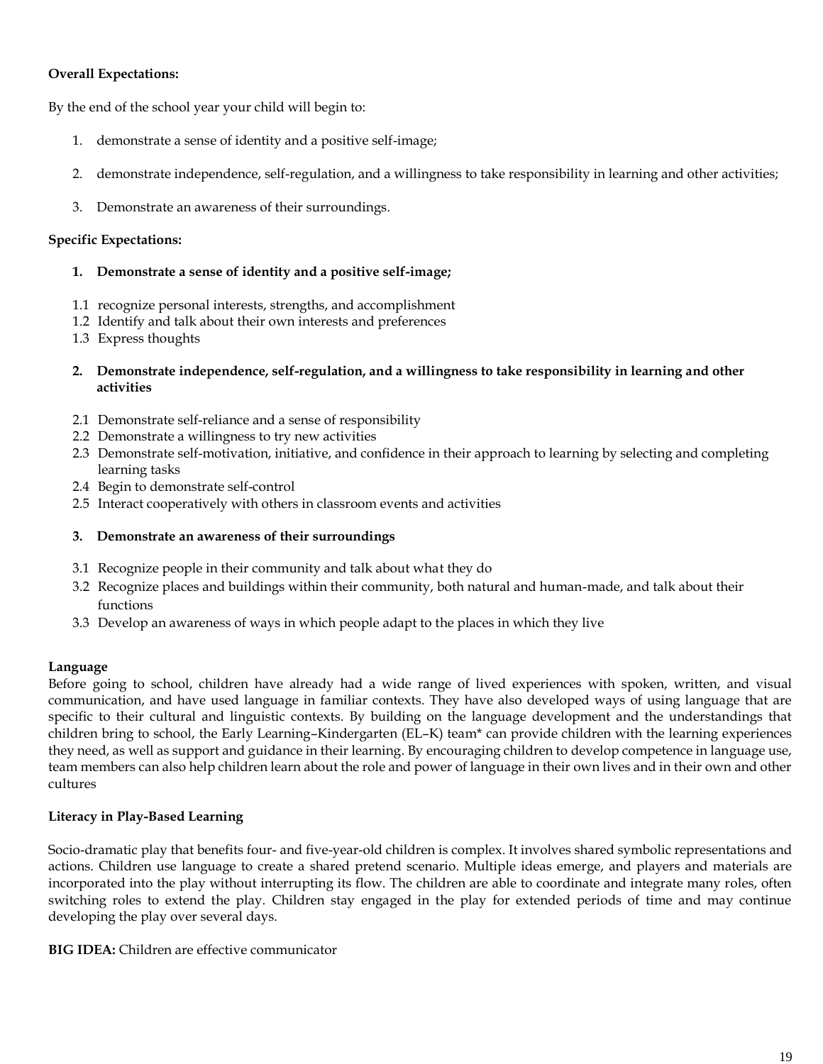**Overall Expectations:**

By the end of the school year your child will begin to:

1. demonstrate a sense of identity and a positive self-image;
2. demonstrate independence, self-regulation, and a willingness to take responsibility in learning and other activities;
3. Demonstrate an awareness of their surroundings.

**Specific Expectations:**

**1. Demonstrate a sense of identity and a positive self-image;**

1.1 recognize personal interests, strengths, and accomplishment
1.2 Identify and talk about their own interests and preferences
1.3 Express thoughts

**2. Demonstrate independence, self-regulation, and a willingness to take responsibility in learning and other activities**

2.1 Demonstrate self-reliance and a sense of responsibility
2.2 Demonstrate a willingness to try new activities
2.3 Demonstrate self-motivation, initiative, and confidence in their approach to learning by selecting and completing learning tasks
2.4 Begin to demonstrate self-control
2.5 Interact cooperatively with others in classroom events and activities

**3. Demonstrate an awareness of their surroundings**

3.1 Recognize people in their community and talk about what they do
3.2 Recognize places and buildings within their community, both natural and human-made, and talk about their functions
3.3 Develop an awareness of ways in which people adapt to the places in which they live

**Language**
Before going to school, children have already had a wide range of lived experiences with spoken, written, and visual communication, and have used language in familiar contexts. They have also developed ways of using language that are specific to their cultural and linguistic contexts. By building on the language development and the understandings that children bring to school, the Early Learning–Kindergarten (EL–K) team* can provide children with the learning experiences they need, as well as support and guidance in their learning. By encouraging children to develop competence in language use, team members can also help children learn about the role and power of language in their own lives and in their own and other cultures

**Literacy in Play-Based Learning**

Socio-dramatic play that benefits four- and five-year-old children is complex. It involves shared symbolic representations and actions. Children use language to create a shared pretend scenario. Multiple ideas emerge, and players and materials are incorporated into the play without interrupting its flow. The children are able to coordinate and integrate many roles, often switching roles to extend the play. Children stay engaged in the play for extended periods of time and may continue developing the play over several days.

**BIG IDEA:** Children are effective communicator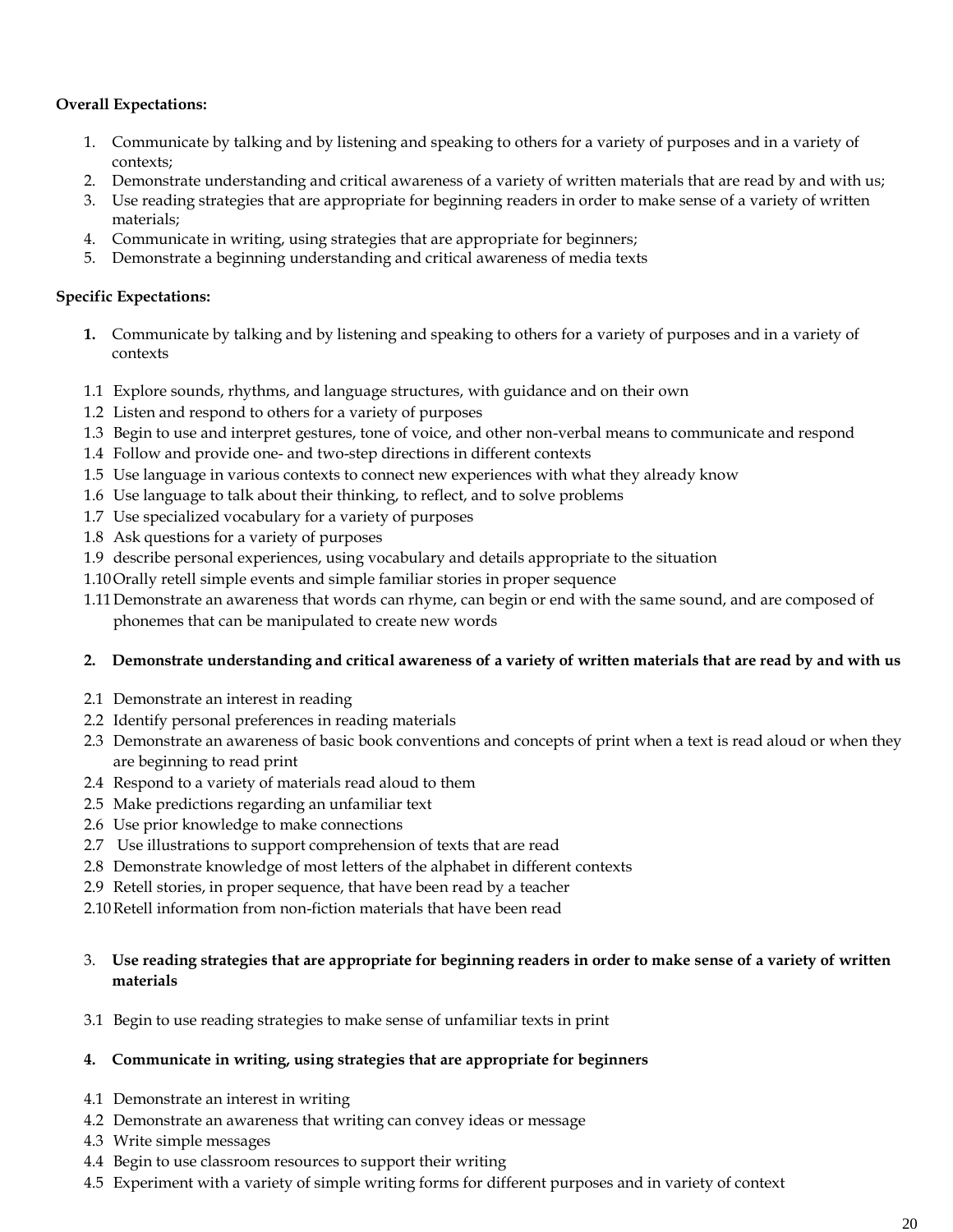**Overall Expectations:**

1. Communicate by talking and by listening and speaking to others for a variety of purposes and in a variety of contexts;
2. Demonstrate understanding and critical awareness of a variety of written materials that are read by and with us;
3. Use reading strategies that are appropriate for beginning readers in order to make sense of a variety of written materials;
4. Communicate in writing, using strategies that are appropriate for beginners;
5. Demonstrate a beginning understanding and critical awareness of media texts

**Specific Expectations:**

**1.** Communicate by talking and by listening and speaking to others for a variety of purposes and in a variety of contexts

1.1 Explore sounds, rhythms, and language structures, with guidance and on their own
1.2 Listen and respond to others for a variety of purposes
1.3 Begin to use and interpret gestures, tone of voice, and other non-verbal means to communicate and respond
1.4 Follow and provide one- and two-step directions in different contexts
1.5 Use language in various contexts to connect new experiences with what they already know
1.6 Use language to talk about their thinking, to reflect, and to solve problems
1.7 Use specialized vocabulary for a variety of purposes
1.8 Ask questions for a variety of purposes
1.9 describe personal experiences, using vocabulary and details appropriate to the situation
1.10 Orally retell simple events and simple familiar stories in proper sequence
1.11 Demonstrate an awareness that words can rhyme, can begin or end with the same sound, and are composed of phonemes that can be manipulated to create new words

**2. Demonstrate understanding and critical awareness of a variety of written materials that are read by and with us**

2.1 Demonstrate an interest in reading
2.2 Identify personal preferences in reading materials
2.3 Demonstrate an awareness of basic book conventions and concepts of print when a text is read aloud or when they are beginning to read print
2.4 Respond to a variety of materials read aloud to them
2.5 Make predictions regarding an unfamiliar text
2.6 Use prior knowledge to make connections
2.7 Use illustrations to support comprehension of texts that are read
2.8 Demonstrate knowledge of most letters of the alphabet in different contexts
2.9 Retell stories, in proper sequence, that have been read by a teacher
2.10 Retell information from non-fiction materials that have been read

3. **Use reading strategies that are appropriate for beginning readers in order to make sense of a variety of written materials**

3.1 Begin to use reading strategies to make sense of unfamiliar texts in print

**4. Communicate in writing, using strategies that are appropriate for beginners**

4.1 Demonstrate an interest in writing
4.2 Demonstrate an awareness that writing can convey ideas or message
4.3 Write simple messages
4.4 Begin to use classroom resources to support their writing
4.5 Experiment with a variety of simple writing forms for different purposes and in variety of context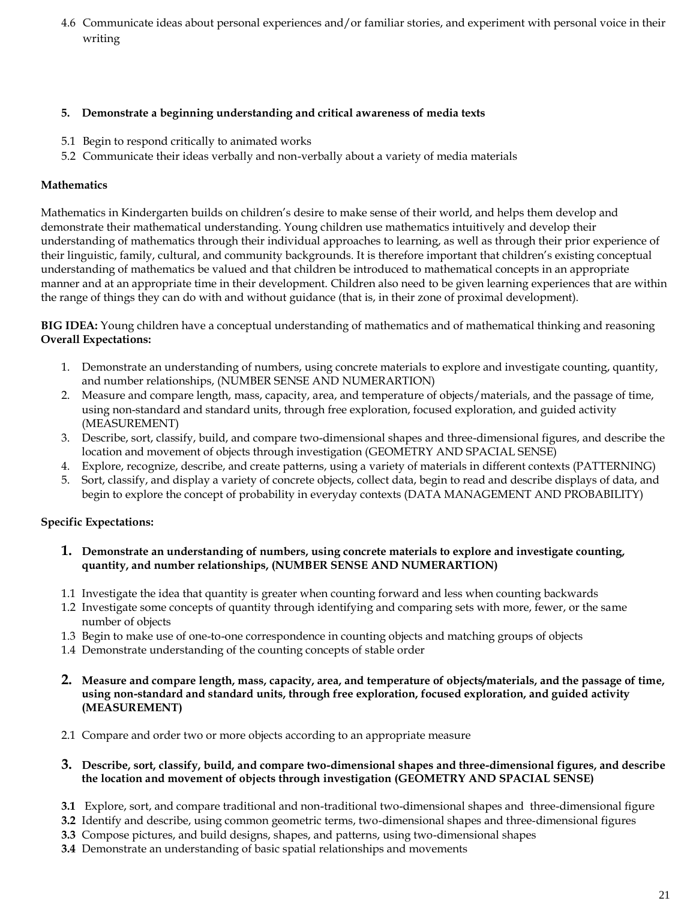4.6 Communicate ideas about personal experiences and/or familiar stories, and experiment with personal voice in their writing

**5. Demonstrate a beginning understanding and critical awareness of media texts**

5.1 Begin to respond critically to animated works
5.2 Communicate their ideas verbally and non-verbally about a variety of media materials

**Mathematics**

Mathematics in Kindergarten builds on children's desire to make sense of their world, and helps them develop and demonstrate their mathematical understanding. Young children use mathematics intuitively and develop their understanding of mathematics through their individual approaches to learning, as well as through their prior experience of their linguistic, family, cultural, and community backgrounds. It is therefore important that children's existing conceptual understanding of mathematics be valued and that children be introduced to mathematical concepts in an appropriate manner and at an appropriate time in their development. Children also need to be given learning experiences that are within the range of things they can do with and without guidance (that is, in their zone of proximal development).

**BIG IDEA:** Young children have a conceptual understanding of mathematics and of mathematical thinking and reasoning
**Overall Expectations:**

1. Demonstrate an understanding of numbers, using concrete materials to explore and investigate counting, quantity, and number relationships, (NUMBER SENSE AND NUMERARTION)
2. Measure and compare length, mass, capacity, area, and temperature of objects/materials, and the passage of time, using non-standard and standard units, through free exploration, focused exploration, and guided activity (MEASUREMENT)
3. Describe, sort, classify, build, and compare two-dimensional shapes and three-dimensional figures, and describe the location and movement of objects through investigation (GEOMETRY AND SPACIAL SENSE)
4. Explore, recognize, describe, and create patterns, using a variety of materials in different contexts (PATTERNING)
5. Sort, classify, and display a variety of concrete objects, collect data, begin to read and describe displays of data, and begin to explore the concept of probability in everyday contexts (DATA MANAGEMENT AND PROBABILITY)

**Specific Expectations:**

**1. Demonstrate an understanding of numbers, using concrete materials to explore and investigate counting, quantity, and number relationships, (NUMBER SENSE AND NUMERARTION)**

1.1 Investigate the idea that quantity is greater when counting forward and less when counting backwards
1.2 Investigate some concepts of quantity through identifying and comparing sets with more, fewer, or the same number of objects
1.3 Begin to make use of one-to-one correspondence in counting objects and matching groups of objects
1.4 Demonstrate understanding of the counting concepts of stable order

**2. Measure and compare length, mass, capacity, area, and temperature of objects/materials, and the passage of time, using non-standard and standard units, through free exploration, focused exploration, and guided activity (MEASUREMENT)**

2.1 Compare and order two or more objects according to an appropriate measure

**3. Describe, sort, classify, build, and compare two-dimensional shapes and three-dimensional figures, and describe the location and movement of objects through investigation (GEOMETRY AND SPACIAL SENSE)**

**3.1** Explore, sort, and compare traditional and non-traditional two-dimensional shapes and three-dimensional figure
**3.2** Identify and describe, using common geometric terms, two-dimensional shapes and three-dimensional figures
**3.3** Compose pictures, and build designs, shapes, and patterns, using two-dimensional shapes
**3.4** Demonstrate an understanding of basic spatial relationships and movements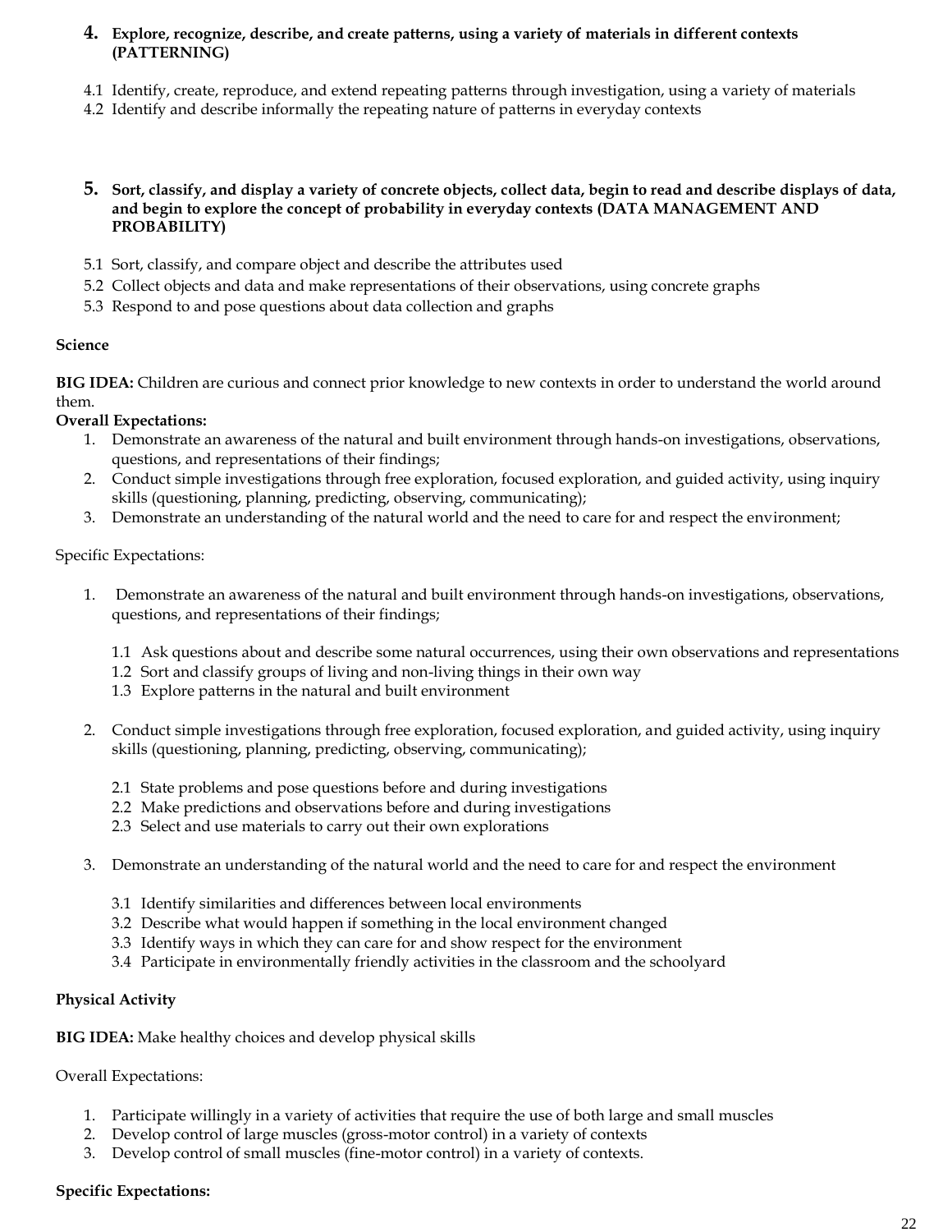4. **Explore, recognize, describe, and create patterns, using a variety of materials in different contexts (PATTERNING)**

4.1 Identify, create, reproduce, and extend repeating patterns through investigation, using a variety of materials
4.2 Identify and describe informally the repeating nature of patterns in everyday contexts

5. **Sort, classify, and display a variety of concrete objects, collect data, begin to read and describe displays of data, and begin to explore the concept of probability in everyday contexts (DATA MANAGEMENT AND PROBABILITY)**

5.1 Sort, classify, and compare object and describe the attributes used
5.2 Collect objects and data and make representations of their observations, using concrete graphs
5.3 Respond to and pose questions about data collection and graphs

**Science**

**BIG IDEA:** Children are curious and connect prior knowledge to new contexts in order to understand the world around them.

**Overall Expectations:**

1. Demonstrate an awareness of the natural and built environment through hands-on investigations, observations, questions, and representations of their findings;
2. Conduct simple investigations through free exploration, focused exploration, and guided activity, using inquiry skills (questioning, planning, predicting, observing, communicating);
3. Demonstrate an understanding of the natural world and the need to care for and respect the environment;

Specific Expectations:

1. Demonstrate an awareness of the natural and built environment through hands-on investigations, observations, questions, and representations of their findings;

   1.1 Ask questions about and describe some natural occurrences, using their own observations and representations
   1.2 Sort and classify groups of living and non-living things in their own way
   1.3 Explore patterns in the natural and built environment

2. Conduct simple investigations through free exploration, focused exploration, and guided activity, using inquiry skills (questioning, planning, predicting, observing, communicating);

   2.1 State problems and pose questions before and during investigations
   2.2 Make predictions and observations before and during investigations
   2.3 Select and use materials to carry out their own explorations

3. Demonstrate an understanding of the natural world and the need to care for and respect the environment

   3.1 Identify similarities and differences between local environments
   3.2 Describe what would happen if something in the local environment changed
   3.3 Identify ways in which they can care for and show respect for the environment
   3.4 Participate in environmentally friendly activities in the classroom and the schoolyard

**Physical Activity**

**BIG IDEA:** Make healthy choices and develop physical skills

Overall Expectations:

1. Participate willingly in a variety of activities that require the use of both large and small muscles
2. Develop control of large muscles (gross-motor control) in a variety of contexts
3. Develop control of small muscles (fine-motor control) in a variety of contexts.

**Specific Expectations:**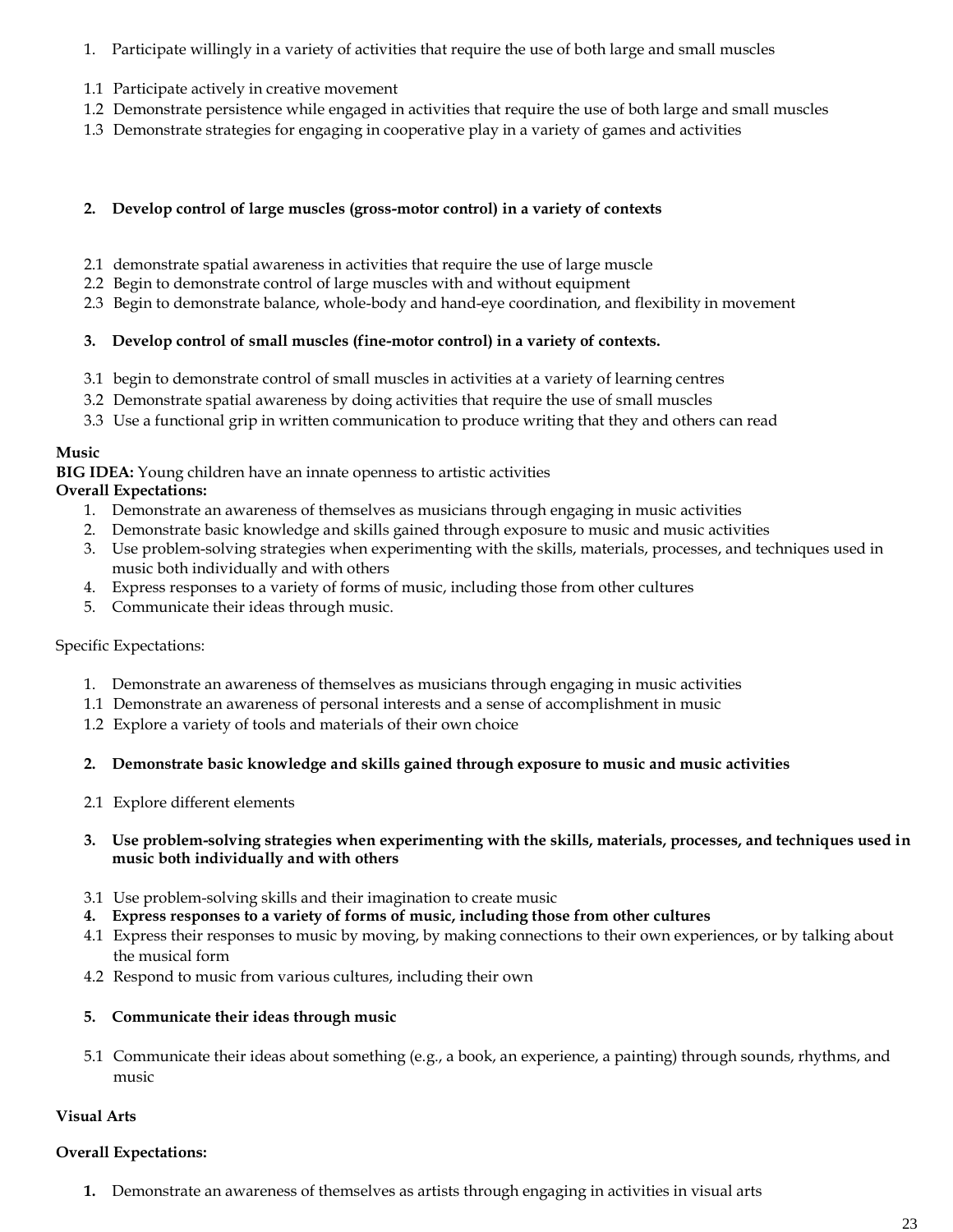1. Participate willingly in a variety of activities that require the use of both large and small muscles

1.1 Participate actively in creative movement
1.2 Demonstrate persistence while engaged in activities that require the use of both large and small muscles
1.3 Demonstrate strategies for engaging in cooperative play in a variety of games and activities

**2. Develop control of large muscles (gross-motor control) in a variety of contexts**

2.1 demonstrate spatial awareness in activities that require the use of large muscle
2.2 Begin to demonstrate control of large muscles with and without equipment
2.3 Begin to demonstrate balance, whole-body and hand-eye coordination, and flexibility in movement

**3. Develop control of small muscles (fine-motor control) in a variety of contexts.**

3.1 begin to demonstrate control of small muscles in activities at a variety of learning centres
3.2 Demonstrate spatial awareness by doing activities that require the use of small muscles
3.3 Use a functional grip in written communication to produce writing that they and others can read

**Music**
**BIG IDEA:** Young children have an innate openness to artistic activities
**Overall Expectations:**

1. Demonstrate an awareness of themselves as musicians through engaging in music activities
2. Demonstrate basic knowledge and skills gained through exposure to music and music activities
3. Use problem-solving strategies when experimenting with the skills, materials, processes, and techniques used in music both individually and with others
4. Express responses to a variety of forms of music, including those from other cultures
5. Communicate their ideas through music.

Specific Expectations:

1. Demonstrate an awareness of themselves as musicians through engaging in music activities

1.1 Demonstrate an awareness of personal interests and a sense of accomplishment in music
1.2 Explore a variety of tools and materials of their own choice

**2. Demonstrate basic knowledge and skills gained through exposure to music and music activities**

2.1 Explore different elements

**3. Use problem-solving strategies when experimenting with the skills, materials, processes, and techniques used in music both individually and with others**

3.1 Use problem-solving skills and their imagination to create music

**4. Express responses to a variety of forms of music, including those from other cultures**

4.1 Express their responses to music by moving, by making connections to their own experiences, or by talking about the musical form
4.2 Respond to music from various cultures, including their own

**5. Communicate their ideas through music**

5.1 Communicate their ideas about something (e.g., a book, an experience, a painting) through sounds, rhythms, and music

**Visual Arts**

**Overall Expectations:**

1. Demonstrate an awareness of themselves as artists through engaging in activities in visual arts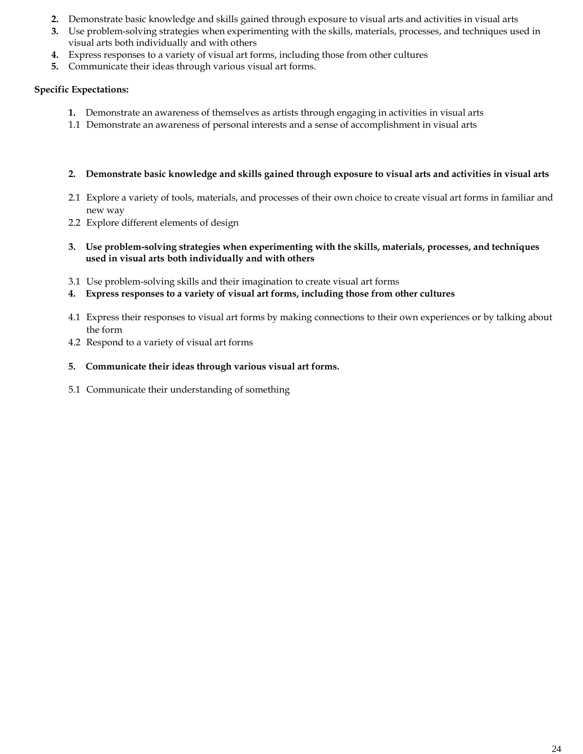2. Demonstrate basic knowledge and skills gained through exposure to visual arts and activities in visual arts
3. Use problem-solving strategies when experimenting with the skills, materials, processes, and techniques used in visual arts both individually and with others
4. Express responses to a variety of visual art forms, including those from other cultures
5. Communicate their ideas through various visual art forms.

**Specific Expectations:**

**1.** Demonstrate an awareness of themselves as artists through engaging in activities in visual arts

1.1 Demonstrate an awareness of personal interests and a sense of accomplishment in visual arts

**2. Demonstrate basic knowledge and skills gained through exposure to visual arts and activities in visual arts**

2.1 Explore a variety of tools, materials, and processes of their own choice to create visual art forms in familiar and new way

2.2 Explore different elements of design

**3. Use problem-solving strategies when experimenting with the skills, materials, processes, and techniques used in visual arts both individually and with others**

3.1 Use problem-solving skills and their imagination to create visual art forms

**4. Express responses to a variety of visual art forms, including those from other cultures**

4.1 Express their responses to visual art forms by making connections to their own experiences or by talking about the form

4.2 Respond to a variety of visual art forms

**5. Communicate their ideas through various visual art forms.**

5.1 Communicate their understanding of something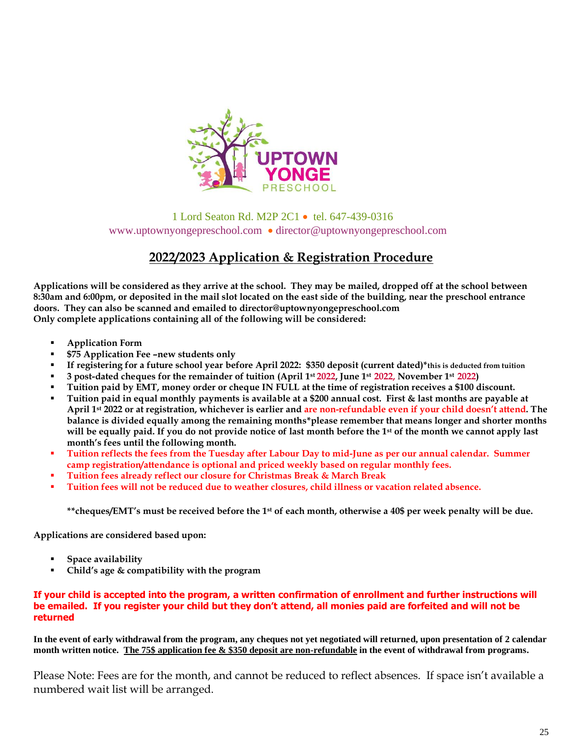UPTOWN YONGE PRESCHOOL

1 Lord Seaton Rd. M2P 2C1 • tel. 647-439-0316
www.uptownyongepreschool.com • director@uptownyongepreschool.com

## 2022/2023 Application & Registration Procedure

**Applications will be considered as they arrive at the school. They may be mailed, dropped off at the school between 8:30am and 6:00pm, or deposited in the mail slot located on the east side of the building, near the preschool entrance doors. They can also be scanned and emailed to director@uptownyongepreschool.com**
**Only complete applications containing all of the following will be considered:**

- **Application Form**
- **$75 Application Fee –new students only**
- **If registering for a future school year before April 2022: $350 deposit (current dated)*this is deducted from tuition**
- **3 post-dated cheques for the remainder of tuition (April 1st 2022, June 1st 2022, November 1st 2022)**
- **Tuition paid by EMT, money order or cheque IN FULL at the time of registration receives a $100 discount.**
- **Tuition paid in equal monthly payments is available at a $200 annual cost. First & last months are payable at April 1st 2022 or at registration, whichever is earlier and are non-refundable even if your child doesn't attend. The balance is divided equally among the remaining months*please remember that means longer and shorter months will be equally paid. If you do not provide notice of last month before the 1st of the month we cannot apply last month's fees until the following month.**
- **Tuition reflects the fees from the Tuesday after Labour Day to mid-June as per our annual calendar. Summer camp registration/attendance is optional and priced weekly based on regular monthly fees.**
- **Tuition fees already reflect our closure for Christmas Break & March Break**
- **Tuition fees will not be reduced due to weather closures, child illness or vacation related absence.**

**\*\*cheques/EMT's must be received before the 1st of each month, otherwise a 40$ per week penalty will be due.**

**Applications are considered based upon:**

- **Space availability**
- **Child's age & compatibility with the program**

**If your child is accepted into the program, a written confirmation of enrollment and further instructions will be emailed. If you register your child but they don't attend, all monies paid are forfeited and will not be returned**

**In the event of early withdrawal from the program, any cheques not yet negotiated will returned, upon presentation of 2 calendar month written notice. The 75$ application fee & $350 deposit are non-refundable in the event of withdrawal from programs.**

Please Note: Fees are for the month, and cannot be reduced to reflect absences. If space isn't available a numbered wait list will be arranged.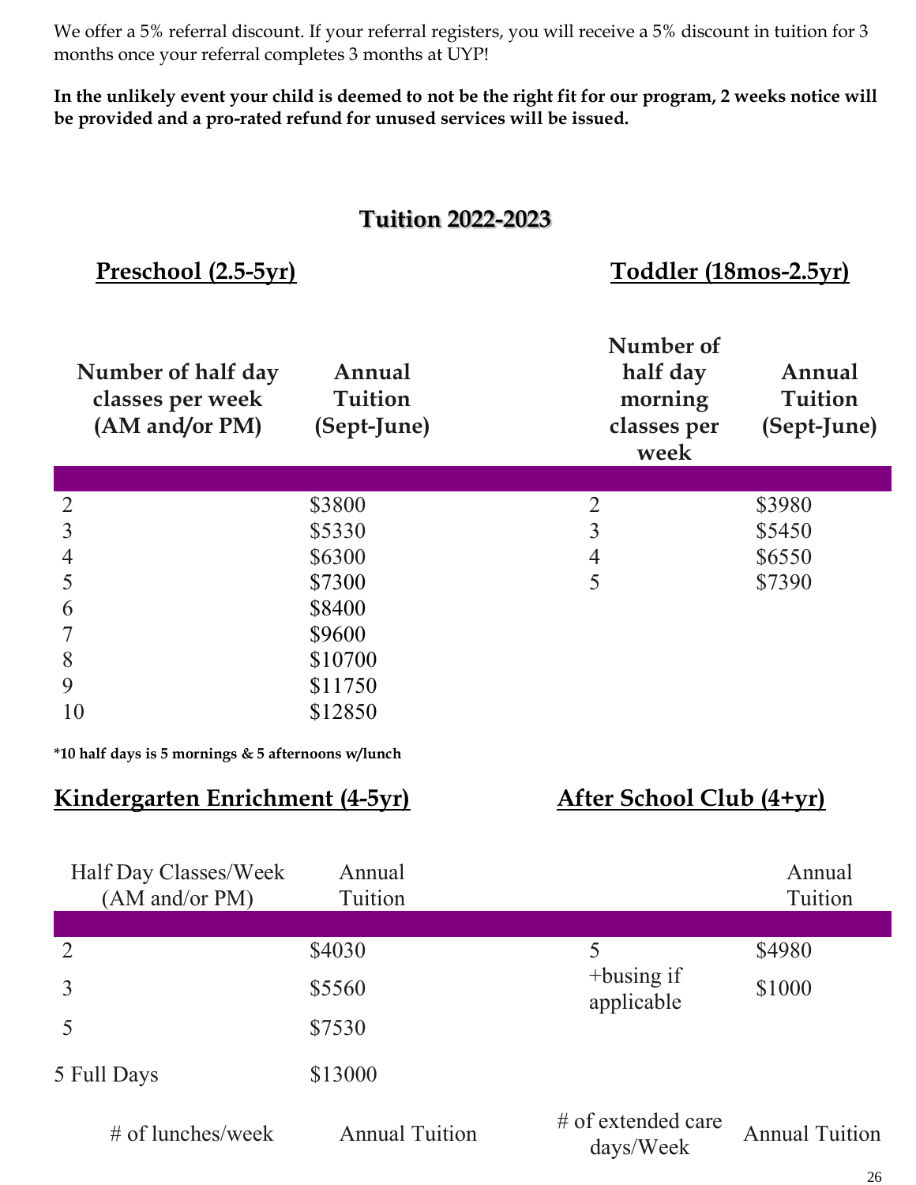We offer a 5% referral discount. If your referral registers, you will receive a 5% discount in tuition for 3 months once your referral completes 3 months at UYP!

**In the unlikely event your child is deemed to not be the right fit for our program, 2 weeks notice will be provided and a pro-rated refund for unused services will be issued.**

## Tuition 2022-2023

### Preschool (2.5-5yr)

| Number of half day classes per week (AM and/or PM) | Annual Tuition (Sept-June) |
|---|---|
| 2 | $3800 |
| 3 | $5330 |
| 4 | $6300 |
| 5 | $7300 |
| 6 | $8400 |
| 7 | $9600 |
| 8 | $10700 |
| 9 | $11750 |
| 10 | $12850 |

**\*10 half days is 5 mornings & 5 afternoons w/lunch**

### Toddler (18mos-2.5yr)

| Number of half day morning classes per week | Annual Tuition (Sept-June) |
|---|---|
| 2 | $3980 |
| 3 | $5450 |
| 4 | $6550 |
| 5 | $7390 |

### Kindergarten Enrichment (4-5yr)

| Half Day Classes/Week (AM and/or PM) | Annual Tuition |
|---|---|
| 2 | $4030 |
| 3 | $5560 |
| 5 | $7530 |
| 5 Full Days | $13000 |
| # of lunches/week | Annual Tuition |

### After School Club (4+yr)

| | Annual Tuition |
|---|---|
| 5 | $4980 |
| +busing if applicable | $1000 |
| # of extended care days/Week | Annual Tuition |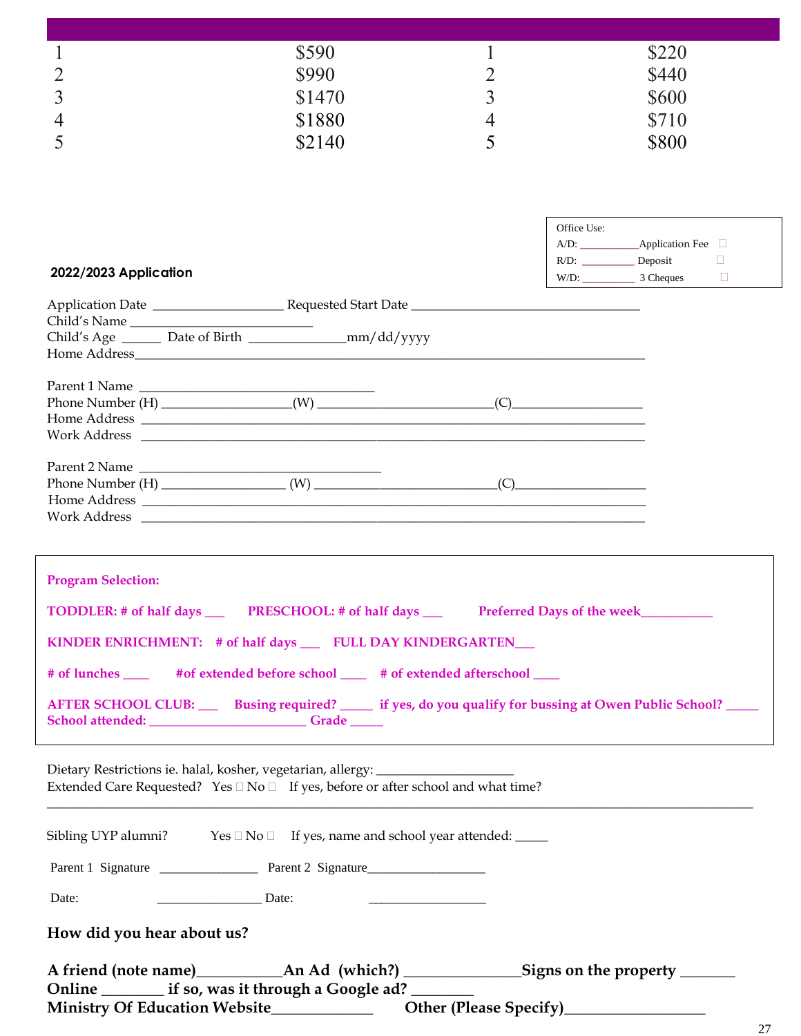| | | | |
|---|---|---|---|
| 1 | $590 | 1 | $220 |
| 2 | $990 | 2 | $440 |
| 3 | $1470 | 3 | $600 |
| 4 | $1880 | 4 | $710 |
| 5 | $2140 | 5 | $800 |

Office Use:
A/D: __________Application Fee ☐
R/D: _________ Deposit ☐
W/D: _________ 3 Cheques ☐

**2022/2023 Application**

Application Date __________________ Requested Start Date ________________________________
Child's Name _________________________
Child's Age ______ Date of Birth ______________mm/dd/yyyy
Home Address______________________________________________________________________

Parent 1 Name ________________________________
Phone Number (H) __________________(W) ________________________(C)__________________
Home Address ______________________________________________________________________
Work Address ______________________________________________________________________

Parent 2 Name _________________________________
Phone Number (H) ________________ (W) ________________________(C)__________________
Home Address ______________________________________________________________________
Work Address ______________________________________________________________________

**Program Selection:**

**TODDLER: # of half days ___ PRESCHOOL: # of half days ___ Preferred Days of the week__________**

**KINDER ENRICHMENT: # of half days ___ FULL DAY KINDERGARTEN___**

**# of lunches ____ #of extended before school ____ # of extended afterschool ____**

**AFTER SCHOOL CLUB: ___ Busing required? _____ if yes, do you qualify for bussing at Owen Public School? _____**
**School attended: ______________________ Grade _____**

Dietary Restrictions ie. halal, kosher, vegetarian, allergy: ___________________
Extended Care Requested? Yes ☐ No ☐ If yes, before or after school and what time?
_____________________________________________________________________________________________

Sibling UYP alumni? Yes ☐ No ☐ If yes, name and school year attended: _____

Parent 1 Signature ______________ Parent 2 Signature_________________

Date: _______________ Date: _________________

**How did you hear about us?**

**A friend (note name)__________An Ad (which?) ______________Signs on the property _______**
**Online ________ if so, was it through a Google ad? ________**
**Ministry Of Education Website____________ Other (Please Specify)_________________**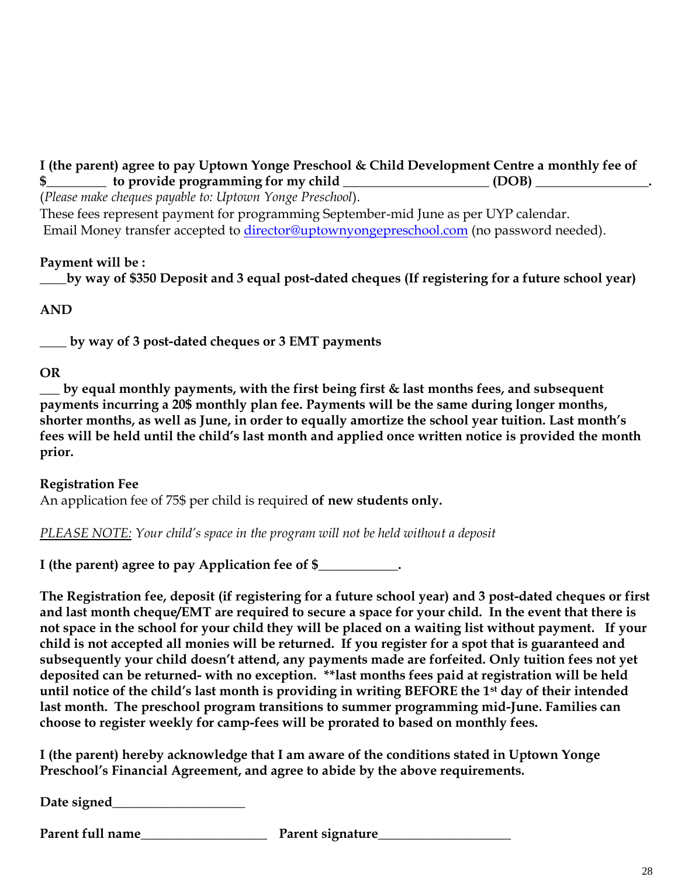**I (the parent) agree to pay Uptown Yonge Preschool & Child Development Centre a monthly fee of $_________ to provide programming for my child ______________________ (DOB) _________________.**

(*Please make cheques payable to: Uptown Yonge Preschool*).

These fees represent payment for programming September-mid June as per UYP calendar.

Email Money transfer accepted to director@uptownyongepreschool.com (no password needed).

**Payment will be :**

**____by way of $350 Deposit and 3 equal post-dated cheques (If registering for a future school year)**

**AND**

**____ by way of 3 post-dated cheques or 3 EMT payments**

**OR**

**___ by equal monthly payments, with the first being first & last months fees, and subsequent payments incurring a 20$ monthly plan fee. Payments will be the same during longer months, shorter months, as well as June, in order to equally amortize the school year tuition. Last month's fees will be held until the child's last month and applied once written notice is provided the month prior.**

**Registration Fee**

An application fee of 75$ per child is required **of new students only.**

*PLEASE NOTE: Your child's space in the program will not be held without a deposit*

**I (the parent) agree to pay Application fee of $____________.**

**The Registration fee, deposit (if registering for a future school year) and 3 post-dated cheques or first and last month cheque/EMT are required to secure a space for your child. In the event that there is not space in the school for your child they will be placed on a waiting list without payment. If your child is not accepted all monies will be returned. If you register for a spot that is guaranteed and subsequently your child doesn't attend, any payments made are forfeited. Only tuition fees not yet deposited can be returned- with no exception. **last months fees paid at registration will be held until notice of the child's last month is providing in writing BEFORE the 1st day of their intended last month. The preschool program transitions to summer programming mid-June. Families can choose to register weekly for camp-fees will be prorated to based on monthly fees.**

**I (the parent) hereby acknowledge that I am aware of the conditions stated in Uptown Yonge Preschool's Financial Agreement, and agree to abide by the above requirements.**

**Date signed___________________**

**Parent full name__________________ Parent signature___________________**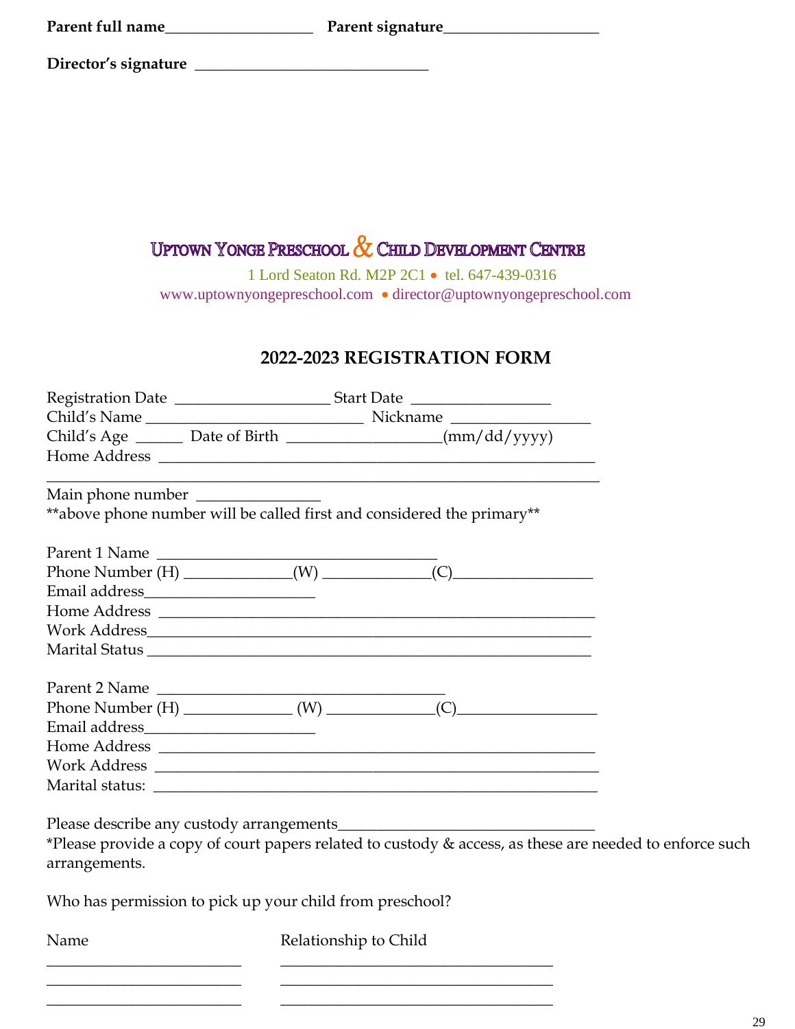**Parent full name**__________________ **Parent signature**___________________

**Director's signature** _____________________________

UPTOWN YONGE PRESCHOOL & CHILD DEVELOPMENT CENTRE

1 Lord Seaton Rd. M2P 2C1 • tel. 647-439-0316

www.uptownyongepreschool.com • director@uptownyongepreschool.com

## 2022-2023 REGISTRATION FORM

Registration Date ___________________ Start Date _________________

Child's Name __________________________ Nickname _________________

Child's Age ______ Date of Birth ___________________(mm/dd/yyyy)

Home Address ___________________________________________________

_________________________________________________________________

Main phone number _______________

**above phone number will be called first and considered the primary**

Parent 1 Name __________________________________

Phone Number (H) _____________(W) _____________(C)_________________

Email address____________________

Home Address ___________________________________________________

Work Address____________________________________________________

Marital Status ___________________________________________________

Parent 2 Name __________________________________

Phone Number (H) _____________ (W) _____________(C)_________________

Email address____________________

Home Address ___________________________________________________

Work Address ___________________________________________________

Marital status: __________________________________________________

Please describe any custody arrangements______________________________

*Please provide a copy of court papers related to custody & access, as these are needed to enforce such arrangements.

Who has permission to pick up your child from preschool?

| Name | Relationship to Child |
| --- | --- |
| ________________________ | _________________________________ |
| ________________________ | _________________________________ |
| ________________________ | _________________________________ |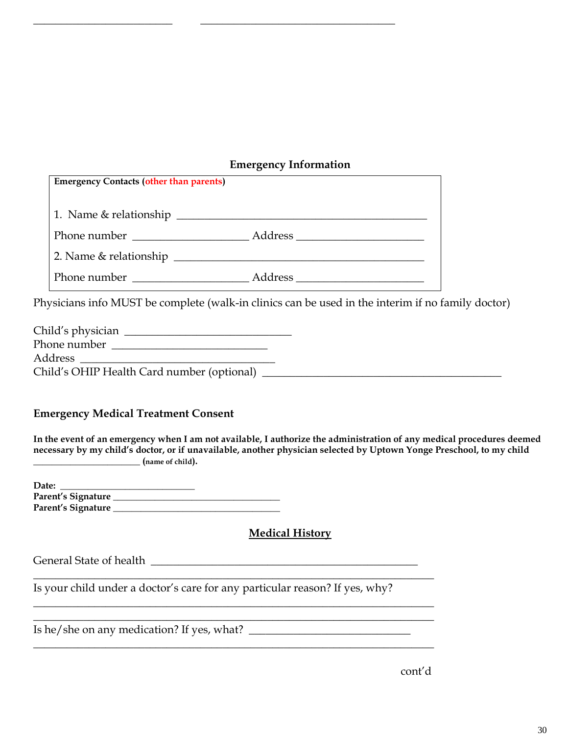_________________________ ___________________________________

## Emergency Information

**Emergency Contacts (other than parents)**

1. Name & relationship _____________________________________________

Phone number _____________________ Address _______________________

2. Name & relationship _____________________________________________

Phone number _____________________ Address _______________________

Physicians info MUST be complete (walk-in clinics can be used in the interim if no family doctor)

Child's physician ______________________________
Phone number ____________________________
Address _________________________________
Child's OHIP Health Card number (optional) ____________________________________________

### Emergency Medical Treatment Consent

**In the event of an emergency when I am not available, I authorize the administration of any medical procedures deemed necessary by my child's doctor, or if unavailable, another physician selected by Uptown Yonge Preschool, to my child _____________________ (name of child).**

**Date:** _________________________
**Parent's Signature** _______________________________
**Parent's Signature** _______________________________

## Medical History

General State of health _________________________________________________
_________________________________________________________________________
Is your child under a doctor's care for any particular reason? If yes, why?
_________________________________________________________________________
_________________________________________________________________________
Is he/she on any medication? If yes, what? _____________________________
_________________________________________________________________________

cont'd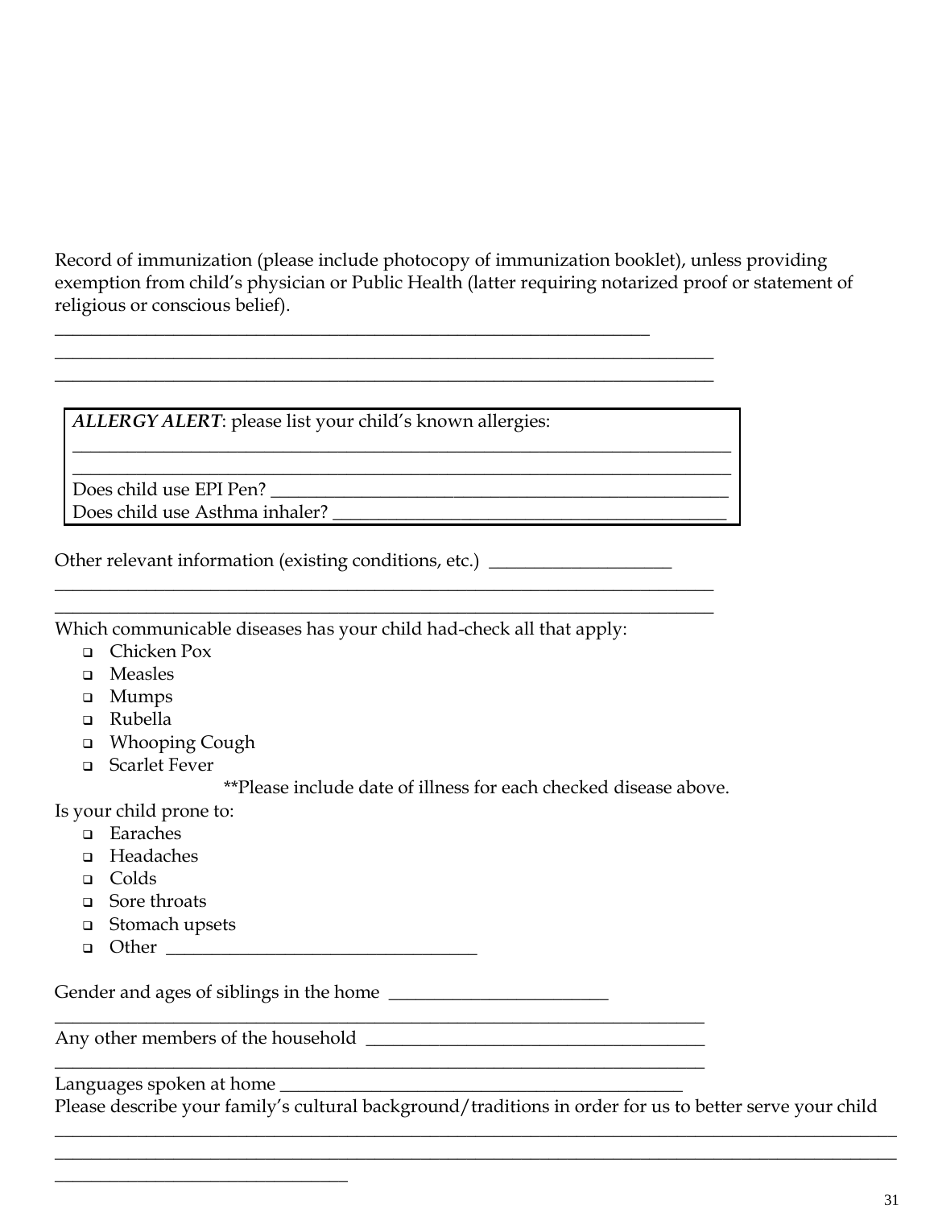Record of immunization (please include photocopy of immunization booklet), unless providing exemption from child's physician or Public Health (latter requiring notarized proof or statement of religious or conscious belief).

___________________________________________________________________
___________________________________________________________________
___________________________________________________________________

***ALLERGY ALERT***: please list your child's known allergies:
___________________________________________________________________
___________________________________________________________________
Does child use EPI Pen? ______________________________________________
Does child use Asthma inhaler? _________________________________________

Other relevant information (existing conditions, etc.) ____________________
___________________________________________________________________
___________________________________________________________________

Which communicable diseases has your child had-check all that apply:

- ☐ Chicken Pox
- ☐ Measles
- ☐ Mumps
- ☐ Rubella
- ☐ Whooping Cough
- ☐ Scarlet Fever

**Please include date of illness for each checked disease above.

Is your child prone to:

- ☐ Earaches
- ☐ Headaches
- ☐ Colds
- ☐ Sore throats
- ☐ Stomach upsets
- ☐ Other ___________________________________

Gender and ages of siblings in the home ________________________
___________________________________________________________________
Any other members of the household ____________________________________
___________________________________________________________________
Languages spoken at home ______________________________________________

Please describe your family's cultural background/traditions in order for us to better serve your child
___________________________________________________________________
___________________________________________________________________
________________________________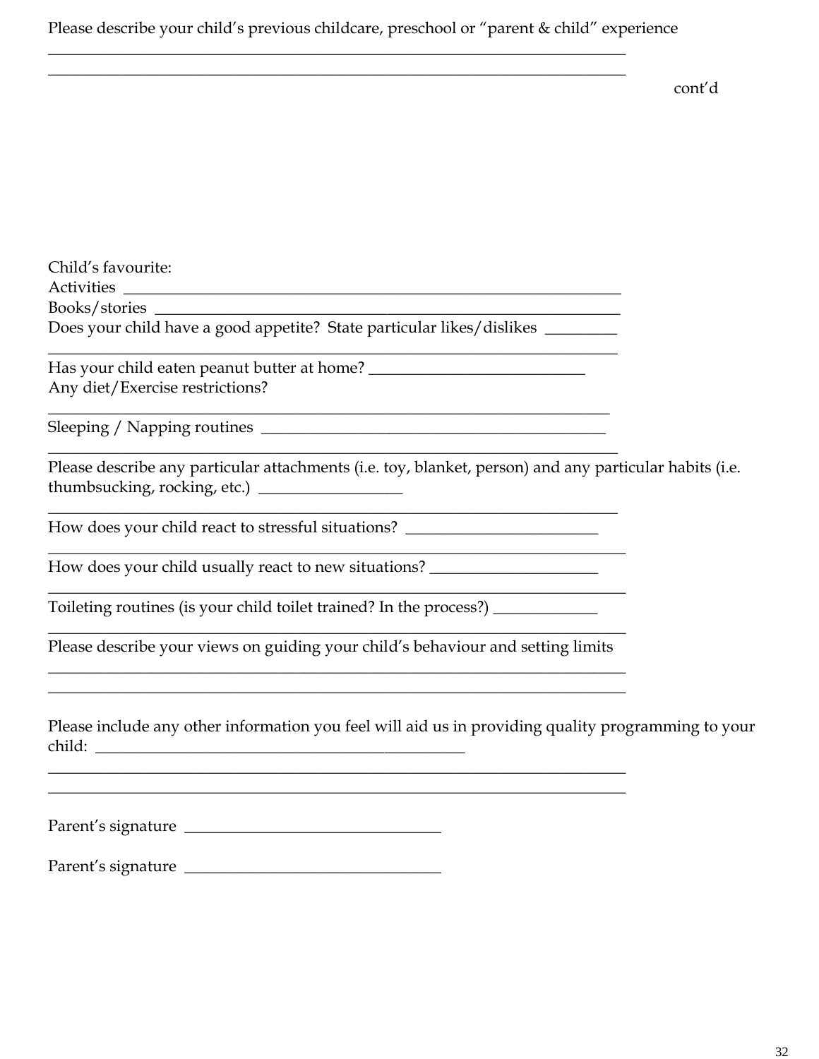Please describe your child's previous childcare, preschool or "parent & child" experience

___________________________________________________________________________

___________________________________________________________________________

cont'd

Child's favourite:

Activities ____________________________________________________________

Books/stories _________________________________________________________

Does your child have a good appetite? State particular likes/dislikes _________

___________________________________________________________________________

Has your child eaten peanut butter at home? ___________________________

Any diet/Exercise restrictions?

___________________________________________________________________________

Sleeping / Napping routines ___________________________________________

___________________________________________________________________________

Please describe any particular attachments (i.e. toy, blanket, person) and any particular habits (i.e. thumbsucking, rocking, etc.) __________________

___________________________________________________________________________

How does your child react to stressful situations? ________________________

___________________________________________________________________________

How does your child usually react to new situations? _____________________

___________________________________________________________________________

Toileting routines (is your child toilet trained? In the process?) _____________

___________________________________________________________________________

Please describe your views on guiding your child's behaviour and setting limits

___________________________________________________________________________

___________________________________________________________________________

Please include any other information you feel will aid us in providing quality programming to your child: ______________________________________________

___________________________________________________________________________

___________________________________________________________________________

Parent's signature ________________________________

Parent's signature ________________________________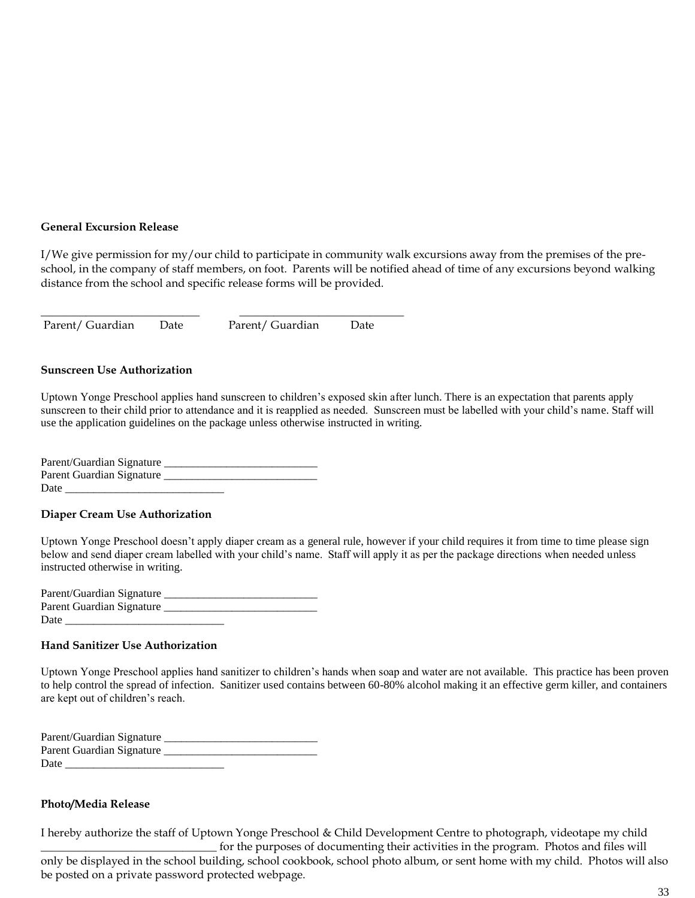**General Excursion Release**

I/We give permission for my/our child to participate in community walk excursions away from the premises of the pre-school, in the company of staff members, on foot. Parents will be notified ahead of time of any excursions beyond walking distance from the school and specific release forms will be provided.

___________________________ ___________________________
Parent/ Guardian Date Parent/ Guardian Date

**Sunscreen Use Authorization**

Uptown Yonge Preschool applies hand sunscreen to children's exposed skin after lunch. There is an expectation that parents apply sunscreen to their child prior to attendance and it is reapplied as needed. Sunscreen must be labelled with your child's name. Staff will use the application guidelines on the package unless otherwise instructed in writing.

Parent/Guardian Signature ___________________________
Parent Guardian Signature ___________________________
Date ____________________________

**Diaper Cream Use Authorization**

Uptown Yonge Preschool doesn't apply diaper cream as a general rule, however if your child requires it from time to time please sign below and send diaper cream labelled with your child's name. Staff will apply it as per the package directions when needed unless instructed otherwise in writing.

Parent/Guardian Signature ___________________________
Parent Guardian Signature ___________________________
Date ____________________________

**Hand Sanitizer Use Authorization**

Uptown Yonge Preschool applies hand sanitizer to children's hands when soap and water are not available. This practice has been proven to help control the spread of infection. Sanitizer used contains between 60-80% alcohol making it an effective germ killer, and containers are kept out of children's reach.

Parent/Guardian Signature ___________________________
Parent Guardian Signature ___________________________
Date ____________________________

**Photo/Media Release**

I hereby authorize the staff of Uptown Yonge Preschool & Child Development Centre to photograph, videotape my child ______________________________ for the purposes of documenting their activities in the program. Photos and files will only be displayed in the school building, school cookbook, school photo album, or sent home with my child. Photos will also be posted on a private password protected webpage.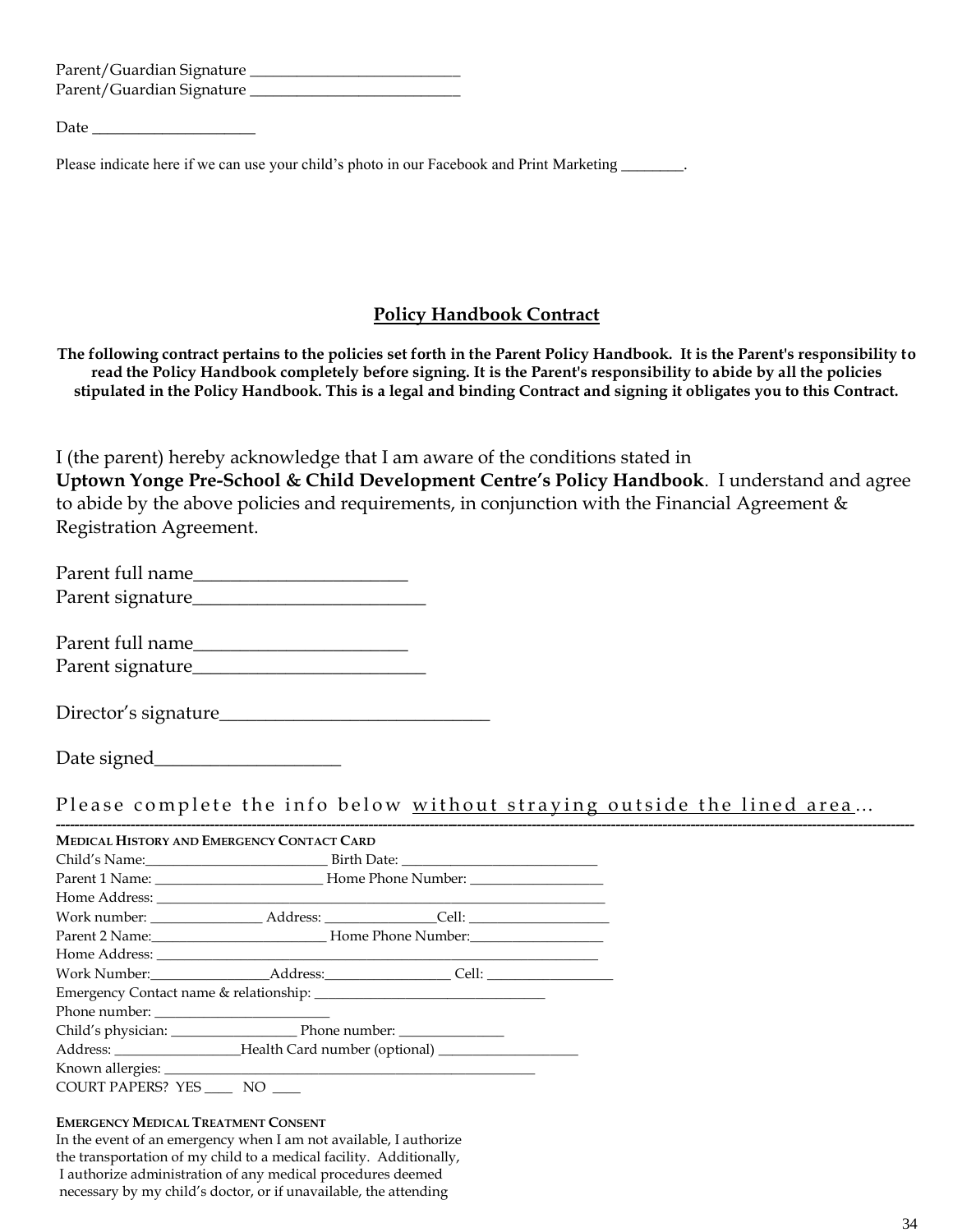Parent/Guardian Signature ___________________________
Parent/Guardian Signature ___________________________

Date _____________________

Please indicate here if we can use your child's photo in our Facebook and Print Marketing ________.

## Policy Handbook Contract

**The following contract pertains to the policies set forth in the Parent Policy Handbook. It is the Parent's responsibility to read the Policy Handbook completely before signing. It is the Parent's responsibility to abide by all the policies stipulated in the Policy Handbook. This is a legal and binding Contract and signing it obligates you to this Contract.**

I (the parent) hereby acknowledge that I am aware of the conditions stated in **Uptown Yonge Pre-School & Child Development Centre's Policy Handbook**. I understand and agree to abide by the above policies and requirements, in conjunction with the Financial Agreement & Registration Agreement.

Parent full name_______________________
Parent signature_________________________

Parent full name_______________________
Parent signature_________________________

Director's signature_____________________________

Date signed___________________

Please complete the info below <u>without straying outside the lined area</u>...

---

**MEDICAL HISTORY AND EMERGENCY CONTACT CARD**

Child's Name:__________________________ Birth Date: ____________________________
Parent 1 Name: ________________________ Home Phone Number: ___________________
Home Address: ___________________________________________________________________
Work number: ________________ Address: ________________Cell: ____________________
Parent 2 Name:_________________________ Home Phone Number:___________________
Home Address: __________________________________________________________________
Work Number:_________________Address:__________________ Cell: __________________
Emergency Contact name & relationship: _________________________________
Phone number: _________________________
Child's physician: __________________ Phone number: _______________
Address: __________________Health Card number (optional) ____________________
Known allergies: ______________________________________________________
COURT PAPERS? YES ____ NO ____

**EMERGENCY MEDICAL TREATMENT CONSENT**

In the event of an emergency when I am not available, I authorize the transportation of my child to a medical facility. Additionally, I authorize administration of any medical procedures deemed necessary by my child's doctor, or if unavailable, the attending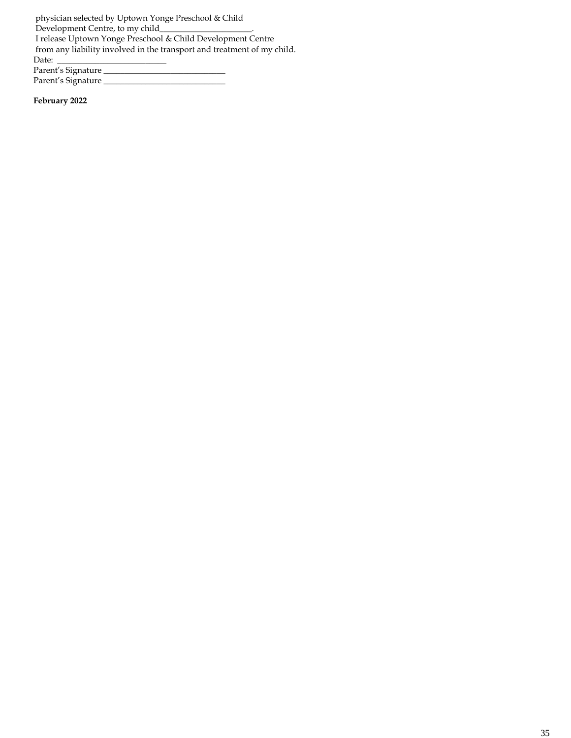physician selected by Uptown Yonge Preschool & Child Development Centre, to my child______________________.
I release Uptown Yonge Preschool & Child Development Centre from any liability involved in the transport and treatment of my child.

Date: ___________________________

Parent's Signature ______________________________

Parent's Signature ______________________________

**February 2022**